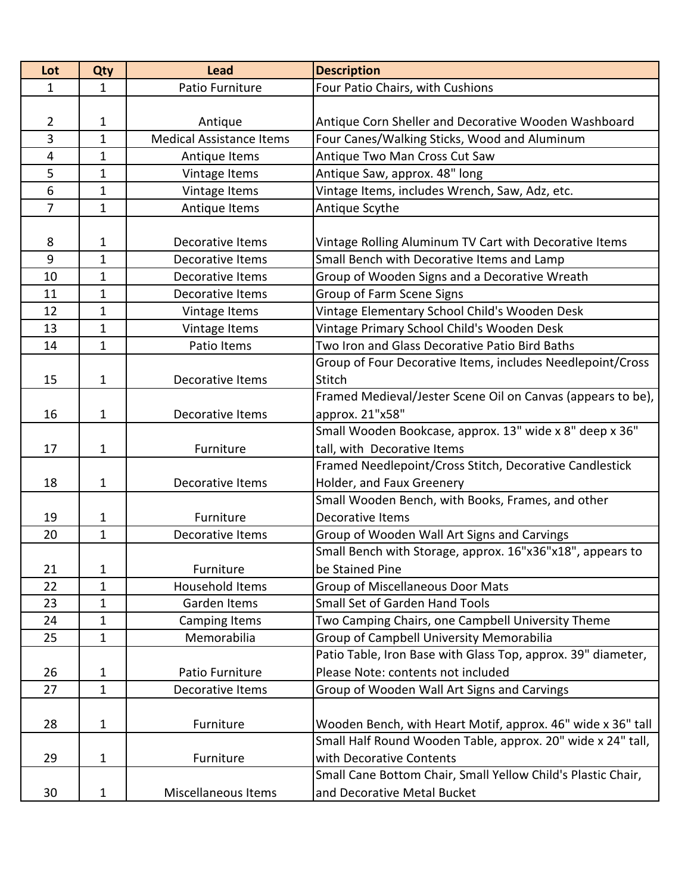| Lot | Qty | Lead | Description |
| --- | --- | --- | --- |
| 1 | 1 | Patio Furniture | Four Patio Chairs, with Cushions |
| 2 | 1 | Antique | Antique Corn Sheller and Decorative Wooden Washboard |
| 3 | 1 | Medical Assistance Items | Four Canes/Walking Sticks, Wood and Aluminum |
| 4 | 1 | Antique Items | Antique Two Man Cross Cut Saw |
| 5 | 1 | Vintage Items | Antique Saw, approx. 48" long |
| 6 | 1 | Vintage Items | Vintage Items, includes Wrench, Saw, Adz, etc. |
| 7 | 1 | Antique Items | Antique Scythe |
| 8 | 1 | Decorative Items | Vintage Rolling Aluminum TV Cart with Decorative Items |
| 9 | 1 | Decorative Items | Small Bench with Decorative Items and Lamp |
| 10 | 1 | Decorative Items | Group of Wooden Signs and a Decorative Wreath |
| 11 | 1 | Decorative Items | Group of Farm Scene Signs |
| 12 | 1 | Vintage Items | Vintage Elementary School Child's Wooden Desk |
| 13 | 1 | Vintage Items | Vintage Primary School Child's Wooden Desk |
| 14 | 1 | Patio Items | Two Iron and Glass Decorative Patio Bird Baths |
| 15 | 1 | Decorative Items | Group of Four Decorative Items, includes Needlepoint/Cross Stitch |
| 16 | 1 | Decorative Items | Framed Medieval/Jester Scene Oil on Canvas (appears to be), approx. 21"x58" |
| 17 | 1 | Furniture | Small Wooden Bookcase, approx. 13" wide x 8" deep x 36" tall, with Decorative Items |
| 18 | 1 | Decorative Items | Framed Needlepoint/Cross Stitch, Decorative Candlestick Holder, and Faux Greenery |
| 19 | 1 | Furniture | Small Wooden Bench, with Books, Frames, and other Decorative Items |
| 20 | 1 | Decorative Items | Group of Wooden Wall Art Signs and Carvings |
| 21 | 1 | Furniture | Small Bench with Storage, approx. 16"x36"x18", appears to be Stained Pine |
| 22 | 1 | Household Items | Group of Miscellaneous Door Mats |
| 23 | 1 | Garden Items | Small Set of Garden Hand Tools |
| 24 | 1 | Camping Items | Two Camping Chairs, one Campbell University Theme |
| 25 | 1 | Memorabilia | Group of Campbell University Memorabilia |
| 26 | 1 | Patio Furniture | Patio Table, Iron Base with Glass Top, approx. 39" diameter, Please Note: contents not included |
| 27 | 1 | Decorative Items | Group of Wooden Wall Art Signs and Carvings |
| 28 | 1 | Furniture | Wooden Bench, with Heart Motif, approx. 46" wide x 36" tall |
| 29 | 1 | Furniture | Small Half Round Wooden Table, approx. 20" wide x 24" tall, with Decorative Contents |
| 30 | 1 | Miscellaneous Items | Small Cane Bottom Chair, Small Yellow Child's Plastic Chair, and Decorative Metal Bucket |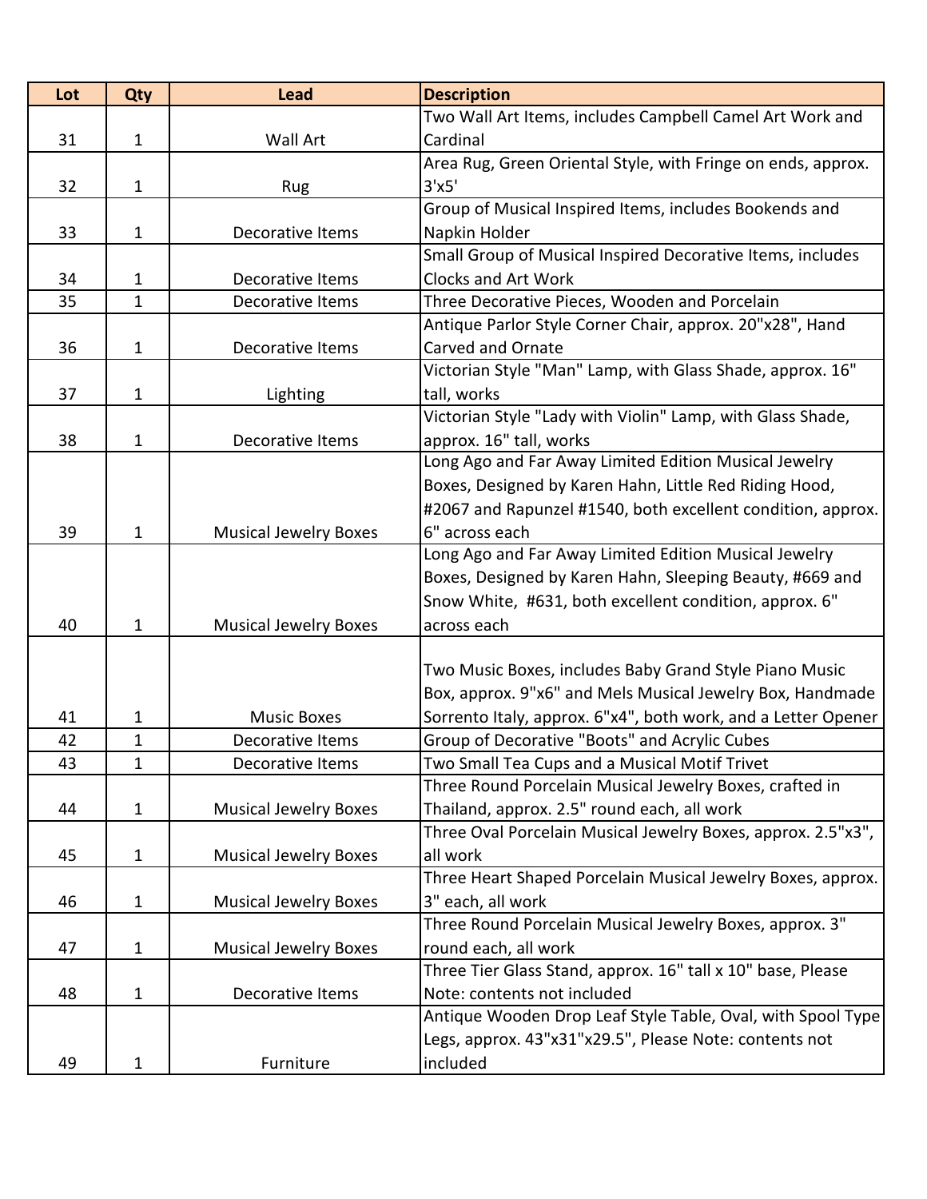| Lot | Qty | Lead | Description |
| --- | --- | --- | --- |
| 31 | 1 | Wall Art | Two Wall Art Items, includes Campbell Camel Art Work and Cardinal |
| 32 | 1 | Rug | Area Rug, Green Oriental Style, with Fringe on ends, approx. 3'x5' |
| 33 | 1 | Decorative Items | Group of Musical Inspired Items, includes Bookends and Napkin Holder |
| 34 | 1 | Decorative Items | Small Group of Musical Inspired Decorative Items, includes Clocks and Art Work |
| 35 | 1 | Decorative Items | Three Decorative Pieces, Wooden and Porcelain |
| 36 | 1 | Decorative Items | Antique Parlor Style Corner Chair, approx. 20"x28", Hand Carved and Ornate |
| 37 | 1 | Lighting | Victorian Style "Man" Lamp, with Glass Shade, approx. 16" tall, works |
| 38 | 1 | Decorative Items | Victorian Style "Lady with Violin" Lamp, with Glass Shade, approx. 16" tall, works |
| 39 | 1 | Musical Jewelry Boxes | Long Ago and Far Away Limited Edition Musical Jewelry Boxes, Designed by Karen Hahn, Little Red Riding Hood, #2067 and Rapunzel #1540, both excellent condition, approx. 6" across each |
| 40 | 1 | Musical Jewelry Boxes | Long Ago and Far Away Limited Edition Musical Jewelry Boxes, Designed by Karen Hahn, Sleeping Beauty, #669 and Snow White, #631, both excellent condition, approx. 6" across each |
| 41 | 1 | Music Boxes | Two Music Boxes, includes Baby Grand Style Piano Music Box, approx. 9"x6" and Mels Musical Jewelry Box, Handmade Sorrento Italy, approx. 6"x4", both work, and a Letter Opener |
| 42 | 1 | Decorative Items | Group of Decorative "Boots" and Acrylic Cubes |
| 43 | 1 | Decorative Items | Two Small Tea Cups and a Musical Motif Trivet |
| 44 | 1 | Musical Jewelry Boxes | Three Round Porcelain Musical Jewelry Boxes, crafted in Thailand, approx. 2.5" round each, all work |
| 45 | 1 | Musical Jewelry Boxes | Three Oval Porcelain Musical Jewelry Boxes, approx. 2.5"x3", all work |
| 46 | 1 | Musical Jewelry Boxes | Three Heart Shaped Porcelain Musical Jewelry Boxes, approx. 3" each, all work |
| 47 | 1 | Musical Jewelry Boxes | Three Round Porcelain Musical Jewelry Boxes, approx. 3" round each, all work |
| 48 | 1 | Decorative Items | Three Tier Glass Stand, approx. 16" tall x 10" base, Please Note: contents not included |
| 49 | 1 | Furniture | Antique Wooden Drop Leaf Style Table, Oval, with Spool Type Legs, approx. 43"x31"x29.5", Please Note: contents not included |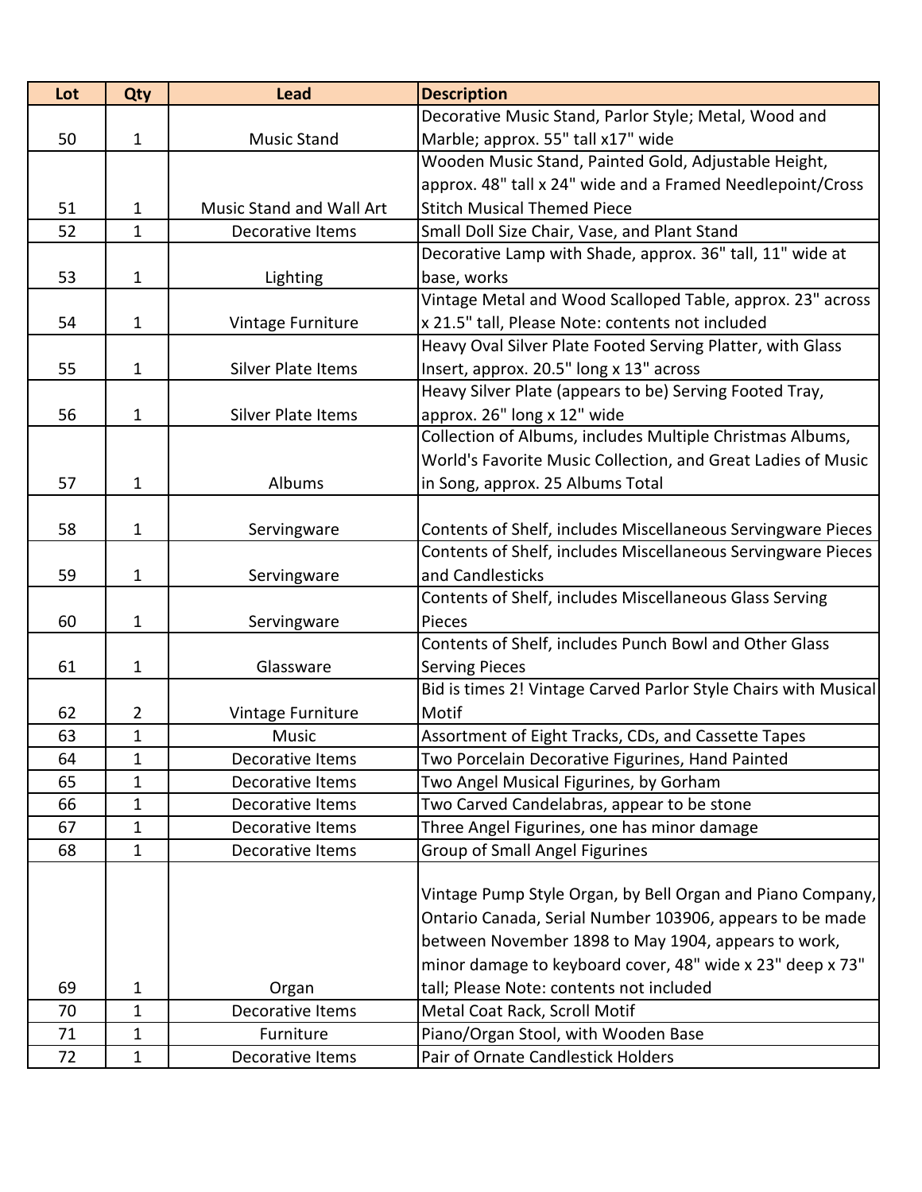| Lot | Qty | Lead | Description |
|---|---|---|---|
| 50 | 1 | Music Stand | Decorative Music Stand, Parlor Style; Metal, Wood and Marble; approx. 55" tall x17" wide |
| 51 | 1 | Music Stand and Wall Art | Wooden Music Stand, Painted Gold, Adjustable Height, approx. 48" tall x 24" wide and a Framed Needlepoint/Cross Stitch Musical Themed Piece |
| 52 | 1 | Decorative Items | Small Doll Size Chair, Vase, and Plant Stand |
| 53 | 1 | Lighting | Decorative Lamp with Shade, approx. 36" tall, 11" wide at base, works |
| 54 | 1 | Vintage Furniture | Vintage Metal and Wood Scalloped Table, approx. 23" across x 21.5" tall, Please Note: contents not included |
| 55 | 1 | Silver Plate Items | Heavy Oval Silver Plate Footed Serving Platter, with Glass Insert, approx. 20.5" long x 13" across |
| 56 | 1 | Silver Plate Items | Heavy Silver Plate (appears to be) Serving Footed Tray, approx. 26" long x 12" wide |
| 57 | 1 | Albums | Collection of Albums, includes Multiple Christmas Albums, World's Favorite Music Collection, and Great Ladies of Music in Song, approx. 25 Albums Total |
| 58 | 1 | Servingware | Contents of Shelf, includes Miscellaneous Servingware Pieces |
| 59 | 1 | Servingware | Contents of Shelf, includes Miscellaneous Servingware Pieces and Candlesticks |
| 60 | 1 | Servingware | Contents of Shelf, includes Miscellaneous Glass Serving Pieces |
| 61 | 1 | Glassware | Contents of Shelf, includes Punch Bowl and Other Glass Serving Pieces |
| 62 | 2 | Vintage Furniture | Bid is times 2! Vintage Carved Parlor Style Chairs with Musical Motif |
| 63 | 1 | Music | Assortment of Eight Tracks, CDs, and Cassette Tapes |
| 64 | 1 | Decorative Items | Two Porcelain Decorative Figurines, Hand Painted |
| 65 | 1 | Decorative Items | Two Angel Musical Figurines, by Gorham |
| 66 | 1 | Decorative Items | Two Carved Candelabras, appear to be stone |
| 67 | 1 | Decorative Items | Three Angel Figurines, one has minor damage |
| 68 | 1 | Decorative Items | Group of Small Angel Figurines |
| 69 | 1 | Organ | Vintage Pump Style Organ, by Bell Organ and Piano Company, Ontario Canada, Serial Number 103906, appears to be made between November 1898 to May 1904, appears to work, minor damage to keyboard cover, 48" wide x 23" deep x 73" tall; Please Note: contents not included |
| 70 | 1 | Decorative Items | Metal Coat Rack, Scroll Motif |
| 71 | 1 | Furniture | Piano/Organ Stool, with Wooden Base |
| 72 | 1 | Decorative Items | Pair of Ornate Candlestick Holders |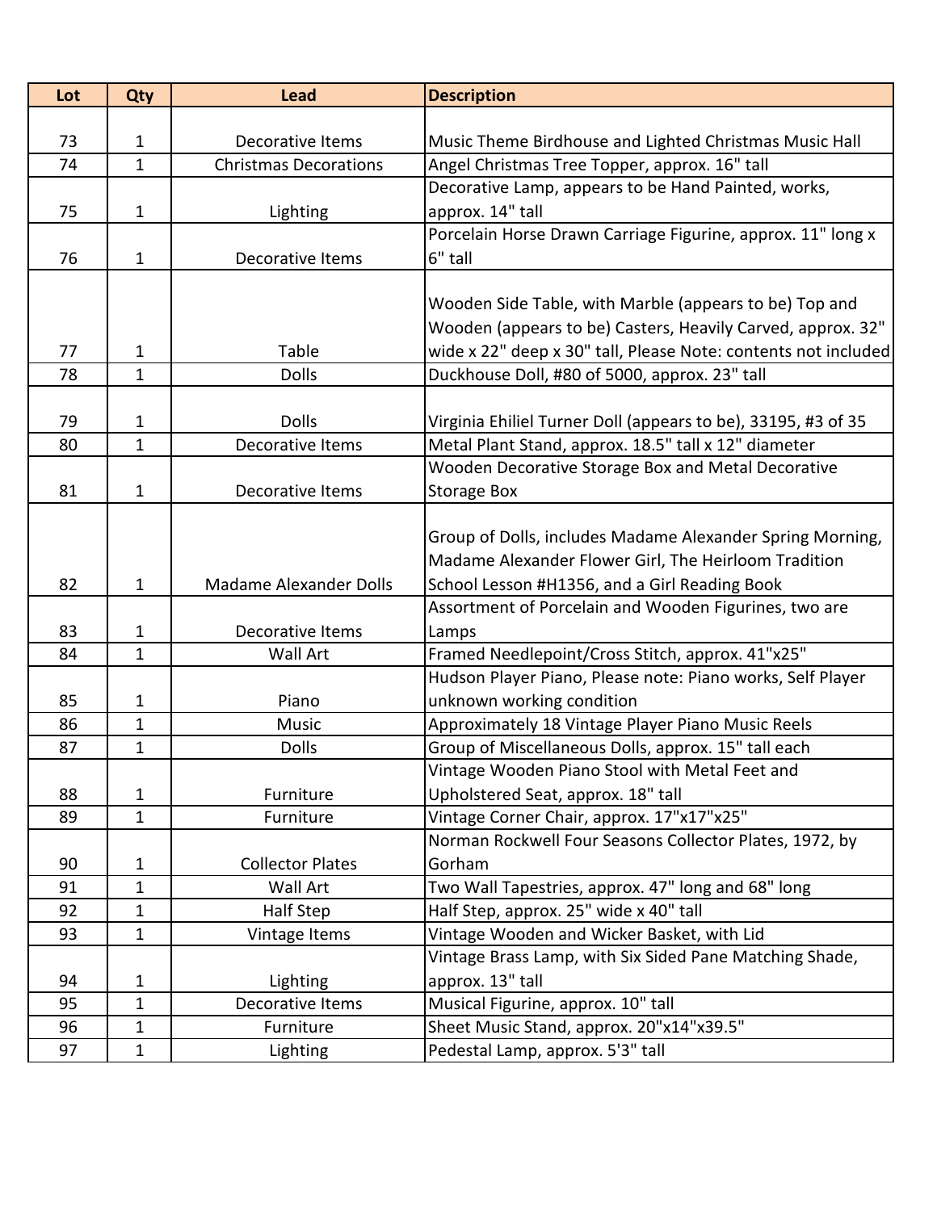| Lot | Qty | Lead | Description |
|---|---|---|---|
| 73 | 1 | Decorative Items | Music Theme Birdhouse and Lighted Christmas Music Hall |
| 74 | 1 | Christmas Decorations | Angel Christmas Tree Topper, approx. 16" tall |
| 75 | 1 | Lighting | Decorative Lamp, appears to be Hand Painted, works, approx. 14" tall |
| 76 | 1 | Decorative Items | Porcelain Horse Drawn Carriage Figurine, approx. 11" long x 6" tall |
| 77 | 1 | Table | Wooden Side Table, with Marble (appears to be) Top and Wooden (appears to be) Casters, Heavily Carved, approx. 32" wide x 22" deep x 30" tall, Please Note: contents not included |
| 78 | 1 | Dolls | Duckhouse Doll, #80 of 5000, approx. 23" tall |
| 79 | 1 | Dolls | Virginia Ehiliel Turner Doll (appears to be), 33195, #3 of 35 |
| 80 | 1 | Decorative Items | Metal Plant Stand, approx. 18.5" tall x 12" diameter |
| 81 | 1 | Decorative Items | Wooden Decorative Storage Box and Metal Decorative Storage Box |
| 82 | 1 | Madame Alexander Dolls | Group of Dolls, includes Madame Alexander Spring Morning, Madame Alexander Flower Girl, The Heirloom Tradition School Lesson #H1356, and a Girl Reading Book |
| 83 | 1 | Decorative Items | Assortment of Porcelain and Wooden Figurines, two are Lamps |
| 84 | 1 | Wall Art | Framed Needlepoint/Cross Stitch, approx. 41"x25" |
| 85 | 1 | Piano | Hudson Player Piano, Please note: Piano works, Self Player unknown working condition |
| 86 | 1 | Music | Approximately 18 Vintage Player Piano Music Reels |
| 87 | 1 | Dolls | Group of Miscellaneous Dolls, approx. 15" tall each |
| 88 | 1 | Furniture | Vintage Wooden Piano Stool with Metal Feet and Upholstered Seat, approx. 18" tall |
| 89 | 1 | Furniture | Vintage Corner Chair, approx. 17"x17"x25" |
| 90 | 1 | Collector Plates | Norman Rockwell Four Seasons Collector Plates, 1972, by Gorham |
| 91 | 1 | Wall Art | Two Wall Tapestries, approx. 47" long and 68" long |
| 92 | 1 | Half Step | Half Step, approx. 25" wide x 40" tall |
| 93 | 1 | Vintage Items | Vintage Wooden and Wicker Basket, with Lid |
| 94 | 1 | Lighting | Vintage Brass Lamp, with Six Sided Pane Matching Shade, approx. 13" tall |
| 95 | 1 | Decorative Items | Musical Figurine, approx. 10" tall |
| 96 | 1 | Furniture | Sheet Music Stand, approx. 20"x14"x39.5" |
| 97 | 1 | Lighting | Pedestal Lamp, approx. 5'3" tall |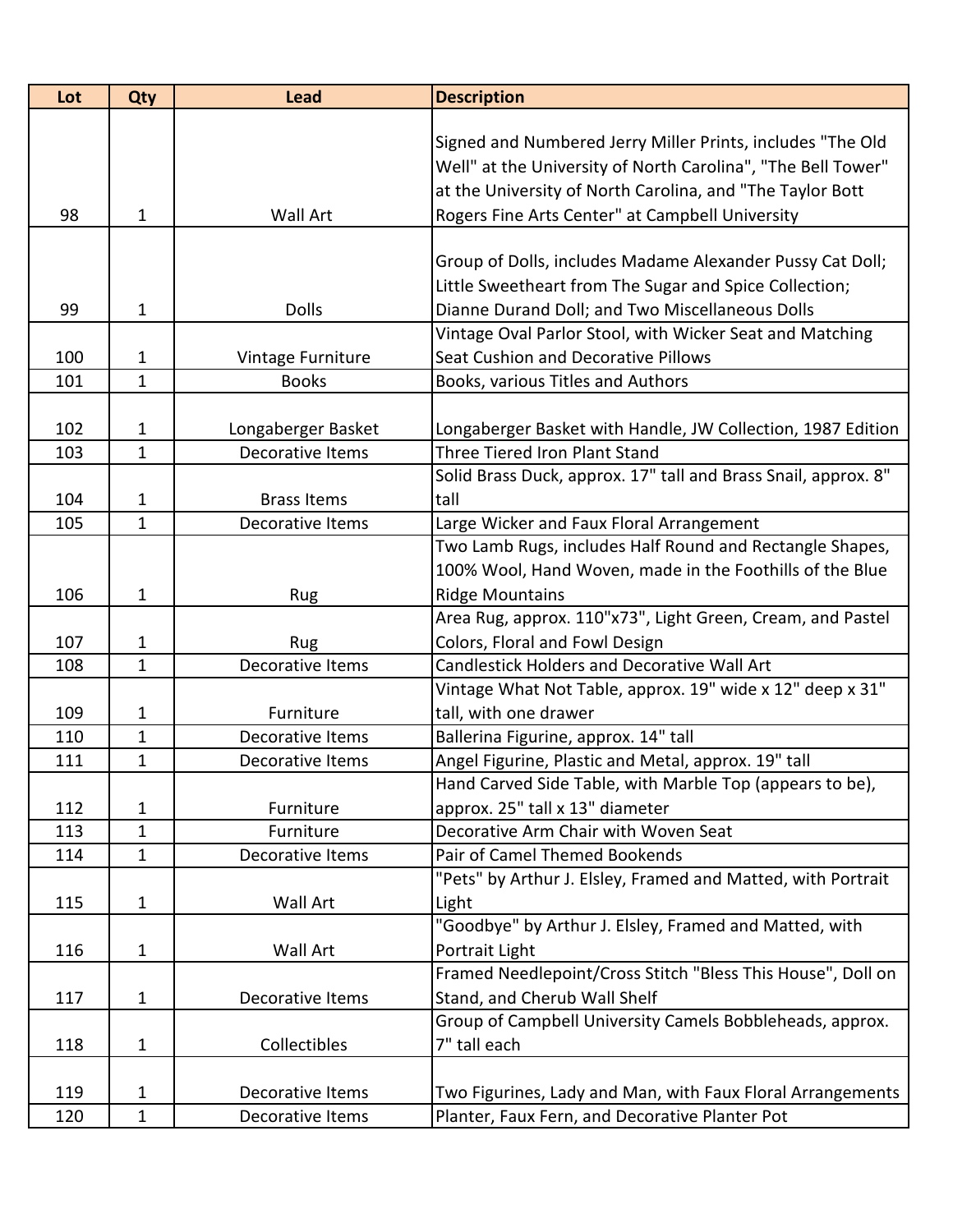| Lot | Qty | Lead | Description |
| --- | --- | --- | --- |
| 98 | 1 | Wall Art | Signed and Numbered Jerry Miller Prints, includes "The Old Well" at the University of North Carolina", "The Bell Tower" at the University of North Carolina, and "The Taylor Bott Rogers Fine Arts Center" at Campbell University |
| 99 | 1 | Dolls | Group of Dolls, includes Madame Alexander Pussy Cat Doll; Little Sweetheart from The Sugar and Spice Collection; Dianne Durand Doll; and Two Miscellaneous Dolls |
| 100 | 1 | Vintage Furniture | Vintage Oval Parlor Stool, with Wicker Seat and Matching Seat Cushion and Decorative Pillows |
| 101 | 1 | Books | Books, various Titles and Authors |
| 102 | 1 | Longaberger Basket | Longaberger Basket with Handle, JW Collection, 1987 Edition |
| 103 | 1 | Decorative Items | Three Tiered Iron Plant Stand |
| 104 | 1 | Brass Items | Solid Brass Duck, approx. 17" tall and Brass Snail, approx. 8" tall |
| 105 | 1 | Decorative Items | Large Wicker and Faux Floral Arrangement |
| 106 | 1 | Rug | Two Lamb Rugs, includes Half Round and Rectangle Shapes, 100% Wool, Hand Woven, made in the Foothills of the Blue Ridge Mountains |
| 107 | 1 | Rug | Area Rug, approx. 110"x73", Light Green, Cream, and Pastel Colors, Floral and Fowl Design |
| 108 | 1 | Decorative Items | Candlestick Holders and Decorative Wall Art |
| 109 | 1 | Furniture | Vintage What Not Table, approx. 19" wide x 12" deep x 31" tall, with one drawer |
| 110 | 1 | Decorative Items | Ballerina Figurine, approx. 14" tall |
| 111 | 1 | Decorative Items | Angel Figurine, Plastic and Metal, approx. 19" tall |
| 112 | 1 | Furniture | Hand Carved Side Table, with Marble Top (appears to be), approx. 25" tall x 13" diameter |
| 113 | 1 | Furniture | Decorative Arm Chair with Woven Seat |
| 114 | 1 | Decorative Items | Pair of Camel Themed Bookends |
| 115 | 1 | Wall Art | "Pets" by Arthur J. Elsley, Framed and Matted, with Portrait Light |
| 116 | 1 | Wall Art | "Goodbye" by Arthur J. Elsley, Framed and Matted, with Portrait Light |
| 117 | 1 | Decorative Items | Framed Needlepoint/Cross Stitch "Bless This House", Doll on Stand, and Cherub Wall Shelf |
| 118 | 1 | Collectibles | Group of Campbell University Camels Bobbleheads, approx. 7" tall each |
| 119 | 1 | Decorative Items | Two Figurines, Lady and Man, with Faux Floral Arrangements |
| 120 | 1 | Decorative Items | Planter, Faux Fern, and Decorative Planter Pot |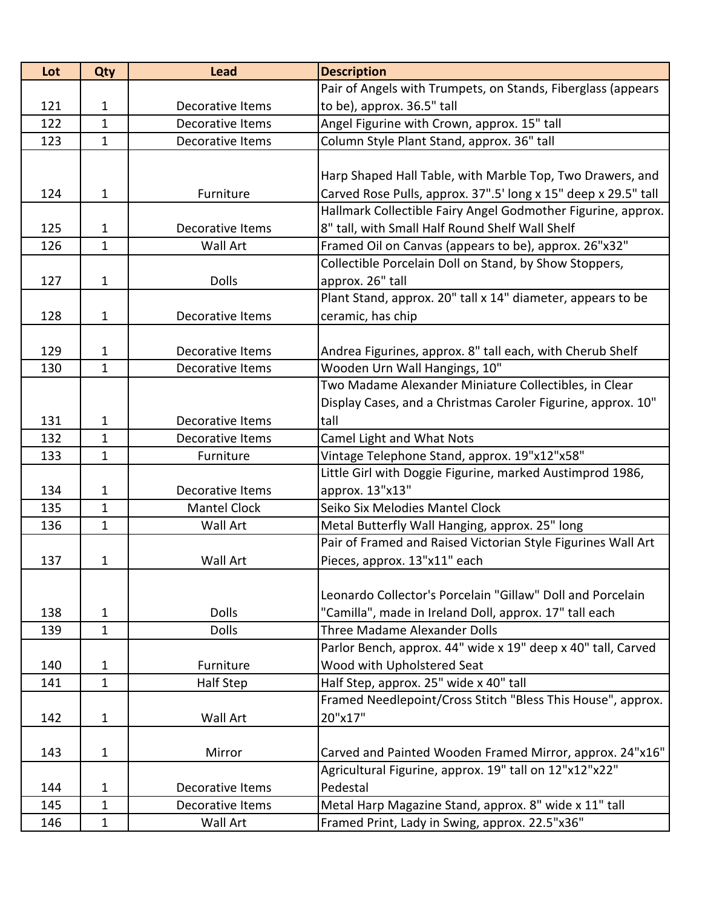| Lot | Qty | Lead | Description |
| --- | --- | --- | --- |
| 121 | 1 | Decorative Items | Pair of Angels with Trumpets, on Stands, Fiberglass (appears to be), approx. 36.5" tall |
| 122 | 1 | Decorative Items | Angel Figurine with Crown, approx. 15" tall |
| 123 | 1 | Decorative Items | Column Style Plant Stand, approx. 36" tall |
| 124 | 1 | Furniture | Harp Shaped Hall Table, with Marble Top, Two Drawers, and Carved Rose Pulls, approx. 37".5' long x 15" deep x 29.5" tall |
| 125 | 1 | Decorative Items | Hallmark Collectible Fairy Angel Godmother Figurine, approx. 8" tall, with Small Half Round Shelf Wall Shelf |
| 126 | 1 | Wall Art | Framed Oil on Canvas (appears to be), approx. 26"x32" |
| 127 | 1 | Dolls | Collectible Porcelain Doll on Stand, by Show Stoppers, approx. 26" tall |
| 128 | 1 | Decorative Items | Plant Stand, approx. 20" tall x 14" diameter, appears to be ceramic, has chip |
| 129 | 1 | Decorative Items | Andrea Figurines, approx. 8" tall each, with Cherub Shelf |
| 130 | 1 | Decorative Items | Wooden Urn Wall Hangings, 10" |
| 131 | 1 | Decorative Items | Two Madame Alexander Miniature Collectibles, in Clear Display Cases, and a Christmas Caroler Figurine, approx. 10" tall |
| 132 | 1 | Decorative Items | Camel Light and What Nots |
| 133 | 1 | Furniture | Vintage Telephone Stand, approx. 19"x12"x58" |
| 134 | 1 | Decorative Items | Little Girl with Doggie Figurine, marked Austimprod 1986, approx. 13"x13" |
| 135 | 1 | Mantel Clock | Seiko Six Melodies Mantel Clock |
| 136 | 1 | Wall Art | Metal Butterfly Wall Hanging, approx. 25" long |
| 137 | 1 | Wall Art | Pair of Framed and Raised Victorian Style Figurines Wall Art Pieces, approx. 13"x11" each |
| 138 | 1 | Dolls | Leonardo Collector's Porcelain "Gillaw" Doll and Porcelain "Camilla", made in Ireland Doll, approx. 17" tall each |
| 139 | 1 | Dolls | Three Madame Alexander Dolls |
| 140 | 1 | Furniture | Parlor Bench, approx. 44" wide x 19" deep x 40" tall, Carved Wood with Upholstered Seat |
| 141 | 1 | Half Step | Half Step, approx. 25" wide x 40" tall |
| 142 | 1 | Wall Art | Framed Needlepoint/Cross Stitch "Bless This House", approx. 20"x17" |
| 143 | 1 | Mirror | Carved and Painted Wooden Framed Mirror, approx. 24"x16" |
| 144 | 1 | Decorative Items | Agricultural Figurine, approx. 19" tall on 12"x12"x22" Pedestal |
| 145 | 1 | Decorative Items | Metal Harp Magazine Stand, approx. 8" wide x 11" tall |
| 146 | 1 | Wall Art | Framed Print, Lady in Swing, approx. 22.5"x36" |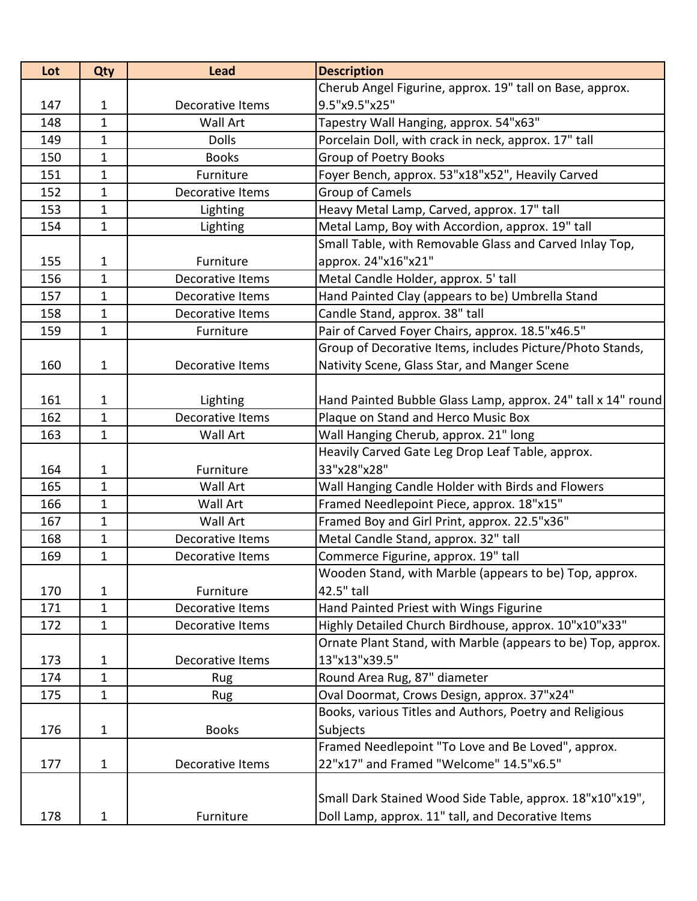| Lot | Qty | Lead | Description |
|---|---|---|---|
| 147 | 1 | Decorative Items | Cherub Angel Figurine, approx. 19" tall on Base, approx. 9.5"x9.5"x25" |
| 148 | 1 | Wall Art | Tapestry Wall Hanging, approx. 54"x63" |
| 149 | 1 | Dolls | Porcelain Doll, with crack in neck, approx. 17" tall |
| 150 | 1 | Books | Group of Poetry Books |
| 151 | 1 | Furniture | Foyer Bench, approx. 53"x18"x52", Heavily Carved |
| 152 | 1 | Decorative Items | Group of Camels |
| 153 | 1 | Lighting | Heavy Metal Lamp, Carved, approx. 17" tall |
| 154 | 1 | Lighting | Metal Lamp, Boy with Accordion, approx. 19" tall |
| 155 | 1 | Furniture | Small Table, with Removable Glass and Carved Inlay Top, approx. 24"x16"x21" |
| 156 | 1 | Decorative Items | Metal Candle Holder, approx. 5' tall |
| 157 | 1 | Decorative Items | Hand Painted Clay (appears to be) Umbrella Stand |
| 158 | 1 | Decorative Items | Candle Stand, approx. 38" tall |
| 159 | 1 | Furniture | Pair of Carved Foyer Chairs, approx. 18.5"x46.5" |
| 160 | 1 | Decorative Items | Group of Decorative Items, includes Picture/Photo Stands, Nativity Scene, Glass Star, and Manger Scene |
| 161 | 1 | Lighting | Hand Painted Bubble Glass Lamp, approx. 24" tall x 14" round |
| 162 | 1 | Decorative Items | Plaque on Stand and Herco Music Box |
| 163 | 1 | Wall Art | Wall Hanging Cherub, approx. 21" long |
| 164 | 1 | Furniture | Heavily Carved Gate Leg Drop Leaf Table, approx. 33"x28"x28" |
| 165 | 1 | Wall Art | Wall Hanging Candle Holder with Birds and Flowers |
| 166 | 1 | Wall Art | Framed Needlepoint Piece, approx. 18"x15" |
| 167 | 1 | Wall Art | Framed Boy and Girl Print, approx. 22.5"x36" |
| 168 | 1 | Decorative Items | Metal Candle Stand, approx. 32" tall |
| 169 | 1 | Decorative Items | Commerce Figurine, approx. 19" tall |
| 170 | 1 | Furniture | Wooden Stand, with Marble (appears to be) Top, approx. 42.5" tall |
| 171 | 1 | Decorative Items | Hand Painted Priest with Wings Figurine |
| 172 | 1 | Decorative Items | Highly Detailed Church Birdhouse, approx. 10"x10"x33" |
| 173 | 1 | Decorative Items | Ornate Plant Stand, with Marble (appears to be) Top, approx. 13"x13"x39.5" |
| 174 | 1 | Rug | Round Area Rug, 87" diameter |
| 175 | 1 | Rug | Oval Doormat, Crows Design, approx. 37"x24" |
| 176 | 1 | Books | Books, various Titles and Authors, Poetry and Religious Subjects |
| 177 | 1 | Decorative Items | Framed Needlepoint "To Love and Be Loved", approx. 22"x17" and Framed "Welcome" 14.5"x6.5" |
| 178 | 1 | Furniture | Small Dark Stained Wood Side Table, approx. 18"x10"x19", Doll Lamp, approx. 11" tall, and Decorative Items |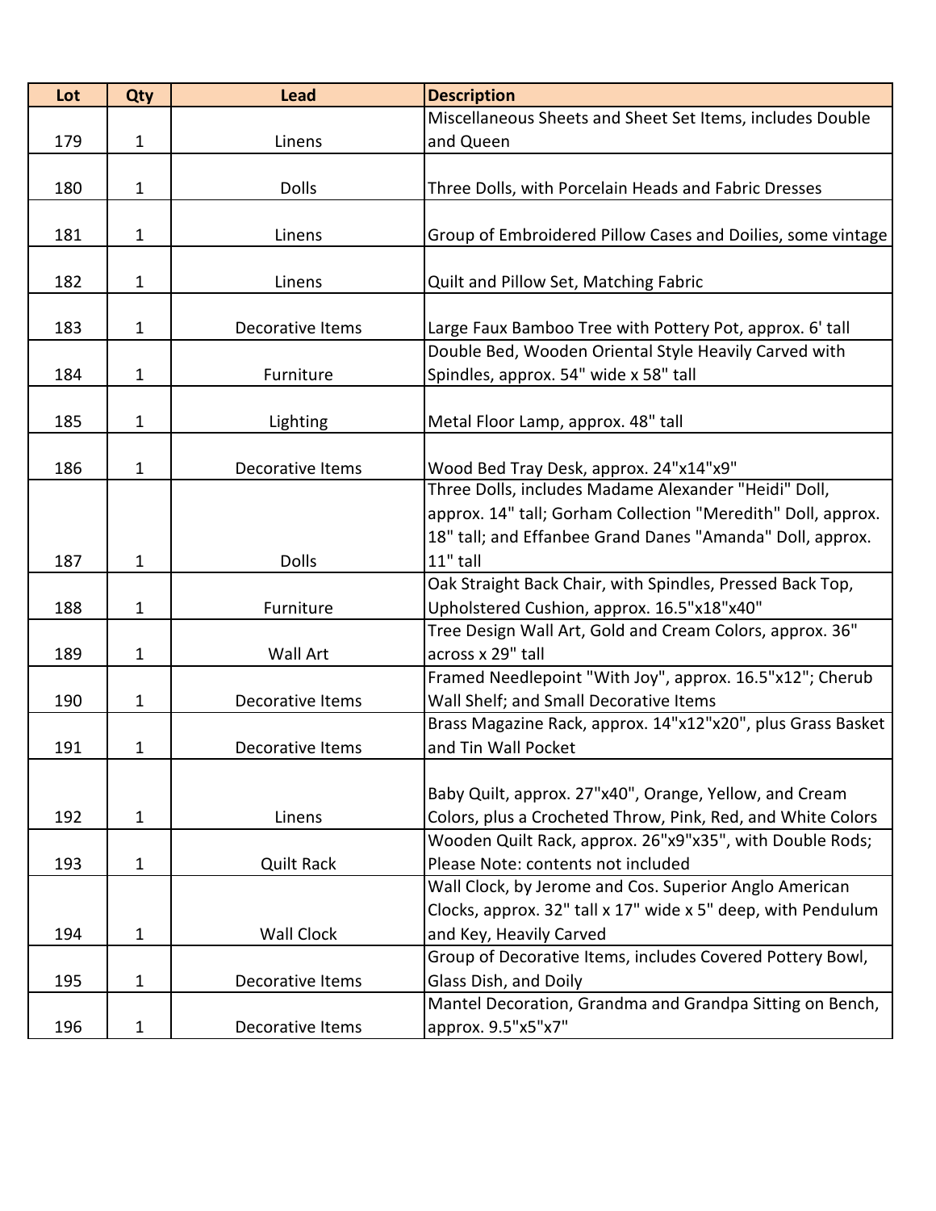| Lot | Qty | Lead | Description |
| --- | --- | --- | --- |
| 179 | 1 | Linens | Miscellaneous Sheets and Sheet Set Items, includes Double and Queen |
| 180 | 1 | Dolls | Three Dolls, with Porcelain Heads and Fabric Dresses |
| 181 | 1 | Linens | Group of Embroidered Pillow Cases and Doilies, some vintage |
| 182 | 1 | Linens | Quilt and Pillow Set, Matching Fabric |
| 183 | 1 | Decorative Items | Large Faux Bamboo Tree with Pottery Pot, approx. 6' tall |
| 184 | 1 | Furniture | Double Bed, Wooden Oriental Style Heavily Carved with Spindles, approx. 54" wide x 58" tall |
| 185 | 1 | Lighting | Metal Floor Lamp, approx. 48" tall |
| 186 | 1 | Decorative Items | Wood Bed Tray Desk, approx. 24"x14"x9" |
| 187 | 1 | Dolls | Three Dolls, includes Madame Alexander "Heidi" Doll, approx. 14" tall; Gorham Collection "Meredith" Doll, approx. 18" tall; and Effanbee Grand Danes "Amanda" Doll, approx. 11" tall |
| 188 | 1 | Furniture | Oak Straight Back Chair, with Spindles, Pressed Back Top, Upholstered Cushion, approx. 16.5"x18"x40" |
| 189 | 1 | Wall Art | Tree Design Wall Art, Gold and Cream Colors, approx. 36" across x 29" tall |
| 190 | 1 | Decorative Items | Framed Needlepoint "With Joy", approx. 16.5"x12"; Cherub Wall Shelf; and Small Decorative Items |
| 191 | 1 | Decorative Items | Brass Magazine Rack, approx. 14"x12"x20", plus Grass Basket and Tin Wall Pocket |
| 192 | 1 | Linens | Baby Quilt, approx. 27"x40", Orange, Yellow, and Cream Colors, plus a Crocheted Throw, Pink, Red, and White Colors |
| 193 | 1 | Quilt Rack | Wooden Quilt Rack, approx. 26"x9"x35", with Double Rods; Please Note: contents not included |
| 194 | 1 | Wall Clock | Wall Clock, by Jerome and Cos. Superior Anglo American Clocks, approx. 32" tall x 17" wide x 5" deep, with Pendulum and Key, Heavily Carved |
| 195 | 1 | Decorative Items | Group of Decorative Items, includes Covered Pottery Bowl, Glass Dish, and Doily |
| 196 | 1 | Decorative Items | Mantel Decoration, Grandma and Grandpa Sitting on Bench, approx. 9.5"x5"x7" |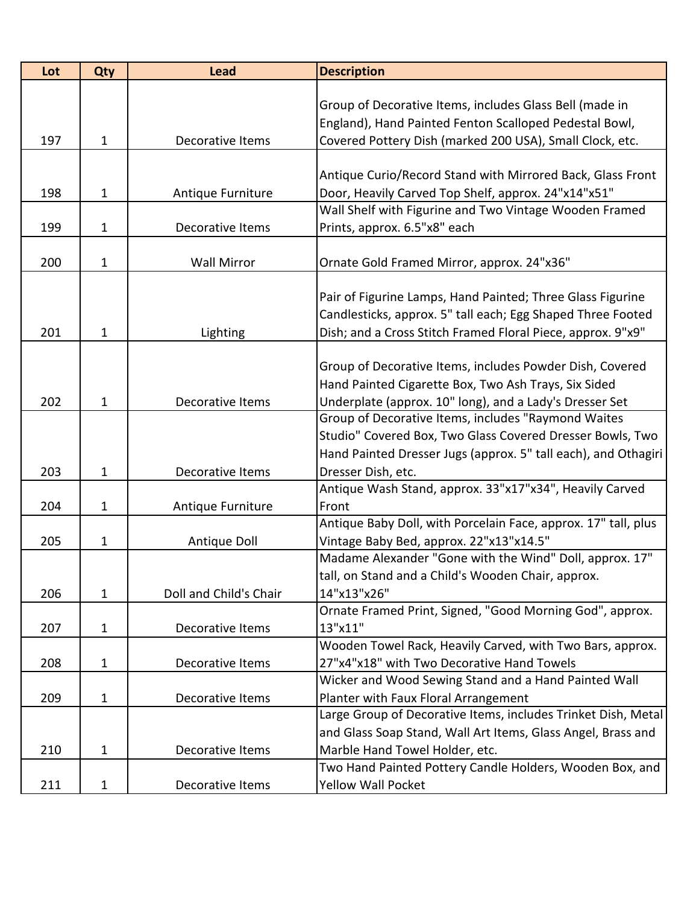| Lot | Qty | Lead | Description |
|---|---|---|---|
| 197 | 1 | Decorative Items | Group of Decorative Items, includes Glass Bell (made in England), Hand Painted Fenton Scalloped Pedestal Bowl, Covered Pottery Dish (marked 200 USA), Small Clock, etc. |
| 198 | 1 | Antique Furniture | Antique Curio/Record Stand with Mirrored Back, Glass Front Door, Heavily Carved Top Shelf, approx. 24"x14"x51" |
| 199 | 1 | Decorative Items | Wall Shelf with Figurine and Two Vintage Wooden Framed Prints, approx. 6.5"x8" each |
| 200 | 1 | Wall Mirror | Ornate Gold Framed Mirror, approx. 24"x36" |
| 201 | 1 | Lighting | Pair of Figurine Lamps, Hand Painted; Three Glass Figurine Candlesticks, approx. 5" tall each; Egg Shaped Three Footed Dish; and a Cross Stitch Framed Floral Piece, approx. 9"x9" |
| 202 | 1 | Decorative Items | Group of Decorative Items, includes Powder Dish, Covered Hand Painted Cigarette Box, Two Ash Trays, Six Sided Underplate (approx. 10" long), and a Lady's Dresser Set |
| 203 | 1 | Decorative Items | Group of Decorative Items, includes "Raymond Waites Studio" Covered Box, Two Glass Covered Dresser Bowls, Two Hand Painted Dresser Jugs (approx. 5" tall each), and Othagiri Dresser Dish, etc. |
| 204 | 1 | Antique Furniture | Antique Wash Stand, approx. 33"x17"x34", Heavily Carved Front |
| 205 | 1 | Antique Doll | Antique Baby Doll, with Porcelain Face, approx. 17" tall, plus Vintage Baby Bed, approx. 22"x13"x14.5" |
| 206 | 1 | Doll and Child's Chair | Madame Alexander "Gone with the Wind" Doll, approx. 17" tall, on Stand and a Child's Wooden Chair, approx. 14"x13"x26" |
| 207 | 1 | Decorative Items | Ornate Framed Print, Signed, "Good Morning God", approx. 13"x11" |
| 208 | 1 | Decorative Items | Wooden Towel Rack, Heavily Carved, with Two Bars, approx. 27"x4"x18" with Two Decorative Hand Towels |
| 209 | 1 | Decorative Items | Wicker and Wood Sewing Stand and a Hand Painted Wall Planter with Faux Floral Arrangement |
| 210 | 1 | Decorative Items | Large Group of Decorative Items, includes Trinket Dish, Metal and Glass Soap Stand, Wall Art Items, Glass Angel, Brass and Marble Hand Towel Holder, etc. |
| 211 | 1 | Decorative Items | Two Hand Painted Pottery Candle Holders, Wooden Box, and Yellow Wall Pocket |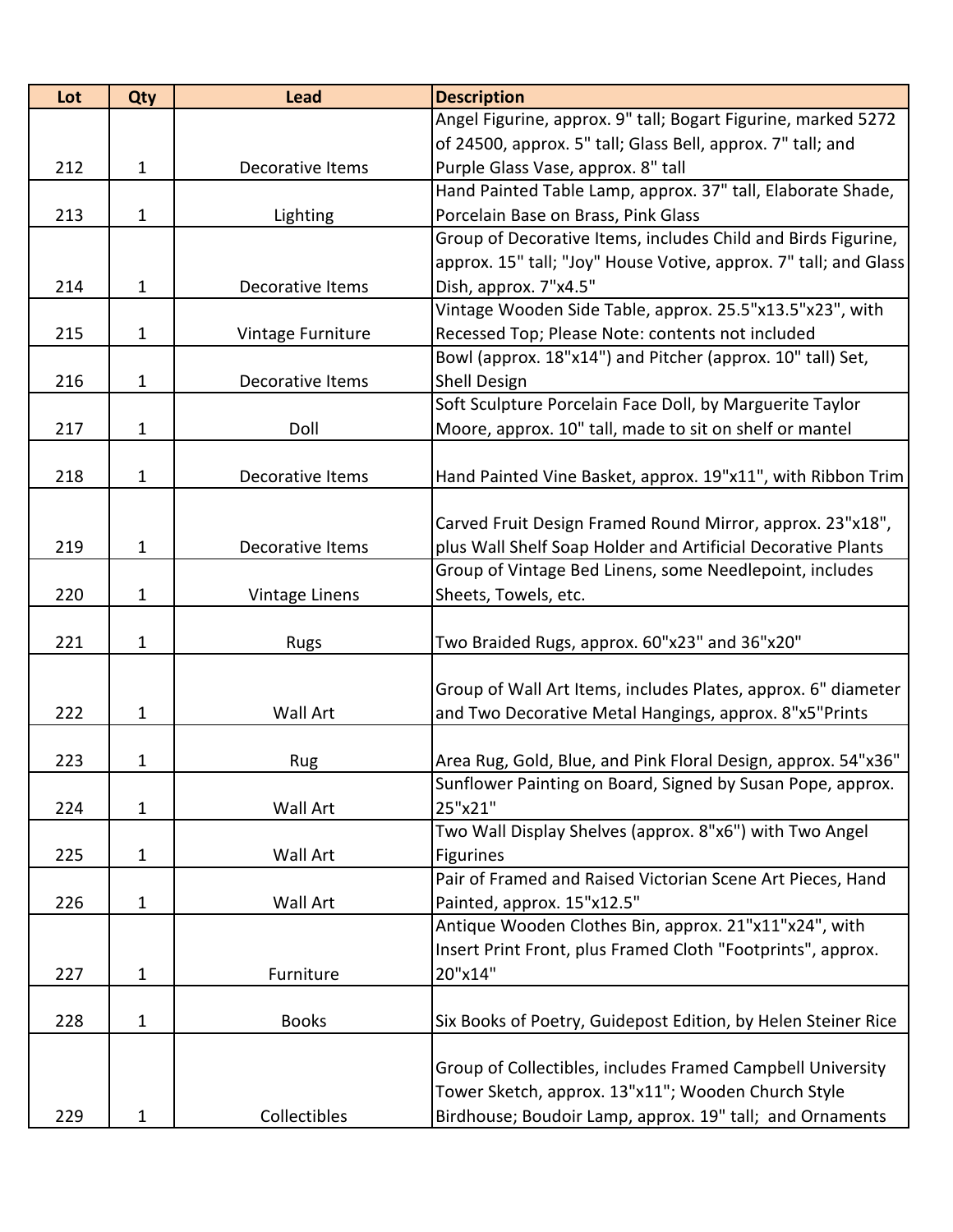| Lot | Qty | Lead | Description |
|---|---|---|---|
| 212 | 1 | Decorative Items | Angel Figurine, approx. 9" tall; Bogart Figurine, marked 5272 of 24500, approx. 5" tall; Glass Bell, approx. 7" tall; and Purple Glass Vase, approx. 8" tall |
| 213 | 1 | Lighting | Hand Painted Table Lamp, approx. 37" tall, Elaborate Shade, Porcelain Base on Brass, Pink Glass |
| 214 | 1 | Decorative Items | Group of Decorative Items, includes Child and Birds Figurine, approx. 15" tall; "Joy" House Votive, approx. 7" tall; and Glass Dish, approx. 7"x4.5" |
| 215 | 1 | Vintage Furniture | Vintage Wooden Side Table, approx. 25.5"x13.5"x23", with Recessed Top; Please Note: contents not included |
| 216 | 1 | Decorative Items | Bowl (approx. 18"x14") and Pitcher (approx. 10" tall) Set, Shell Design |
| 217 | 1 | Doll | Soft Sculpture Porcelain Face Doll, by Marguerite Taylor Moore, approx. 10" tall, made to sit on shelf or mantel |
| 218 | 1 | Decorative Items | Hand Painted Vine Basket, approx. 19"x11", with Ribbon Trim |
| 219 | 1 | Decorative Items | Carved Fruit Design Framed Round Mirror, approx. 23"x18", plus Wall Shelf Soap Holder and Artificial Decorative Plants |
| 220 | 1 | Vintage Linens | Group of Vintage Bed Linens, some Needlepoint, includes Sheets, Towels, etc. |
| 221 | 1 | Rugs | Two Braided Rugs, approx. 60"x23" and 36"x20" |
| 222 | 1 | Wall Art | Group of Wall Art Items, includes Plates, approx. 6" diameter and Two Decorative Metal Hangings, approx. 8"x5"Prints |
| 223 | 1 | Rug | Area Rug, Gold, Blue, and Pink Floral Design, approx. 54"x36" |
| 224 | 1 | Wall Art | Sunflower Painting on Board, Signed by Susan Pope, approx. 25"x21" |
| 225 | 1 | Wall Art | Two Wall Display Shelves (approx. 8"x6") with Two Angel Figurines |
| 226 | 1 | Wall Art | Pair of Framed and Raised Victorian Scene Art Pieces, Hand Painted, approx. 15"x12.5" |
| 227 | 1 | Furniture | Antique Wooden Clothes Bin, approx. 21"x11"x24", with Insert Print Front, plus Framed Cloth "Footprints", approx. 20"x14" |
| 228 | 1 | Books | Six Books of Poetry, Guidepost Edition, by Helen Steiner Rice |
| 229 | 1 | Collectibles | Group of Collectibles, includes Framed Campbell University Tower Sketch, approx. 13"x11"; Wooden Church Style Birdhouse; Boudoir Lamp, approx. 19" tall; and Ornaments |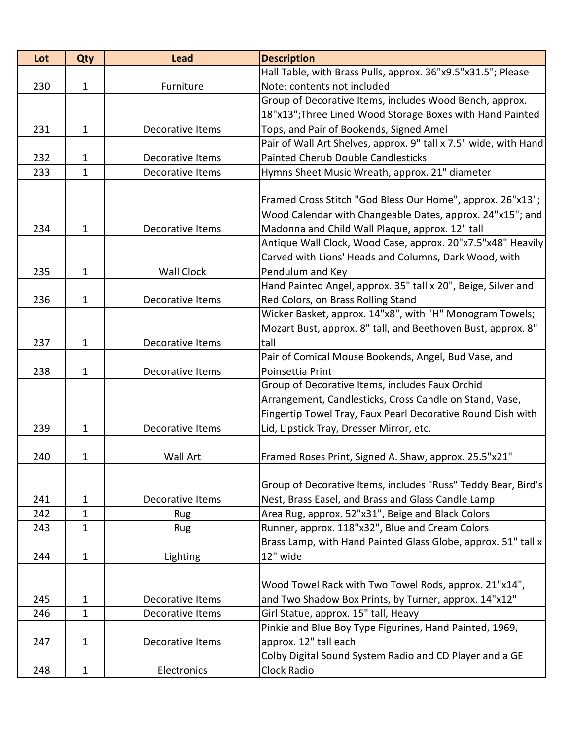| Lot | Qty | Lead | Description |
| --- | --- | --- | --- |
| 230 | 1 | Furniture | Hall Table, with Brass Pulls, approx. 36"x9.5"x31.5"; Please Note: contents not included |
| 231 | 1 | Decorative Items | Group of Decorative Items, includes Wood Bench, approx. 18"x13";Three Lined Wood Storage Boxes with Hand Painted Tops, and Pair of Bookends, Signed Amel |
| 232 | 1 | Decorative Items | Pair of Wall Art Shelves, approx. 9" tall x 7.5" wide, with Hand Painted Cherub Double Candlesticks |
| 233 | 1 | Decorative Items | Hymns Sheet Music Wreath, approx. 21" diameter |
| 234 | 1 | Decorative Items | Framed Cross Stitch "God Bless Our Home", approx. 26"x13"; Wood Calendar with Changeable Dates, approx. 24"x15"; and Madonna and Child Wall Plaque, approx. 12" tall |
| 235 | 1 | Wall Clock | Antique Wall Clock, Wood Case, approx. 20"x7.5"x48" Heavily Carved with Lions' Heads and Columns, Dark Wood, with Pendulum and Key |
| 236 | 1 | Decorative Items | Hand Painted Angel, approx. 35" tall x 20", Beige, Silver and Red Colors, on Brass Rolling Stand |
| 237 | 1 | Decorative Items | Wicker Basket, approx. 14"x8", with "H" Monogram Towels; Mozart Bust, approx. 8" tall, and Beethoven Bust, approx. 8" tall |
| 238 | 1 | Decorative Items | Pair of Comical Mouse Bookends, Angel, Bud Vase, and Poinsettia Print |
| 239 | 1 | Decorative Items | Group of Decorative Items, includes Faux Orchid Arrangement, Candlesticks, Cross Candle on Stand, Vase, Fingertip Towel Tray, Faux Pearl Decorative Round Dish with Lid, Lipstick Tray, Dresser Mirror, etc. |
| 240 | 1 | Wall Art | Framed Roses Print, Signed A. Shaw, approx. 25.5"x21" |
| 241 | 1 | Decorative Items | Group of Decorative Items, includes "Russ" Teddy Bear, Bird's Nest, Brass Easel, and Brass and Glass Candle Lamp |
| 242 | 1 | Rug | Area Rug, approx. 52"x31", Beige and Black Colors |
| 243 | 1 | Rug | Runner, approx. 118"x32", Blue and Cream Colors |
| 244 | 1 | Lighting | Brass Lamp, with Hand Painted Glass Globe, approx. 51" tall x 12" wide |
| 245 | 1 | Decorative Items | Wood Towel Rack with Two Towel Rods, approx. 21"x14", and Two Shadow Box Prints, by Turner, approx. 14"x12" |
| 246 | 1 | Decorative Items | Girl Statue, approx. 15" tall, Heavy |
| 247 | 1 | Decorative Items | Pinkie and Blue Boy Type Figurines, Hand Painted, 1969, approx. 12" tall each |
| 248 | 1 | Electronics | Colby Digital Sound System Radio and CD Player and a GE Clock Radio |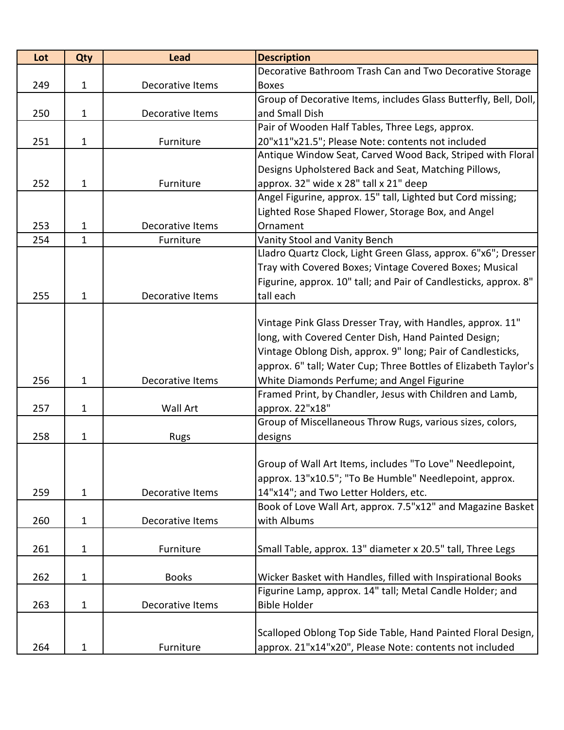| Lot | Qty | Lead | Description |
| --- | --- | --- | --- |
| 249 | 1 | Decorative Items | Decorative Bathroom Trash Can and Two Decorative Storage Boxes |
| 250 | 1 | Decorative Items | Group of Decorative Items, includes Glass Butterfly, Bell, Doll, and Small Dish |
| 251 | 1 | Furniture | Pair of Wooden Half Tables, Three Legs, approx. 20"x11"x21.5"; Please Note: contents not included |
| 252 | 1 | Furniture | Antique Window Seat, Carved Wood Back, Striped with Floral Designs Upholstered Back and Seat, Matching Pillows, approx. 32" wide x 28" tall x 21" deep |
| 253 | 1 | Decorative Items | Angel Figurine, approx. 15" tall, Lighted but Cord missing; Lighted Rose Shaped Flower, Storage Box, and Angel Ornament |
| 254 | 1 | Furniture | Vanity Stool and Vanity Bench |
| 255 | 1 | Decorative Items | Lladro Quartz Clock, Light Green Glass, approx. 6"x6"; Dresser Tray with Covered Boxes; Vintage Covered Boxes; Musical Figurine, approx. 10" tall; and Pair of Candlesticks, approx. 8" tall each |
| 256 | 1 | Decorative Items | Vintage Pink Glass Dresser Tray, with Handles, approx. 11" long, with Covered Center Dish, Hand Painted Design; Vintage Oblong Dish, approx. 9" long; Pair of Candlesticks, approx. 6" tall; Water Cup; Three Bottles of Elizabeth Taylor's White Diamonds Perfume; and Angel Figurine |
| 257 | 1 | Wall Art | Framed Print, by Chandler, Jesus with Children and Lamb, approx. 22"x18" |
| 258 | 1 | Rugs | Group of Miscellaneous Throw Rugs, various sizes, colors, designs |
| 259 | 1 | Decorative Items | Group of Wall Art Items, includes "To Love" Needlepoint, approx. 13"x10.5"; "To Be Humble" Needlepoint, approx. 14"x14"; and Two Letter Holders, etc. |
| 260 | 1 | Decorative Items | Book of Love Wall Art, approx. 7.5"x12" and Magazine Basket with Albums |
| 261 | 1 | Furniture | Small Table, approx. 13" diameter x 20.5" tall, Three Legs |
| 262 | 1 | Books | Wicker Basket with Handles, filled with Inspirational Books |
| 263 | 1 | Decorative Items | Figurine Lamp, approx. 14" tall; Metal Candle Holder; and Bible Holder |
| 264 | 1 | Furniture | Scalloped Oblong Top Side Table, Hand Painted Floral Design, approx. 21"x14"x20", Please Note: contents not included |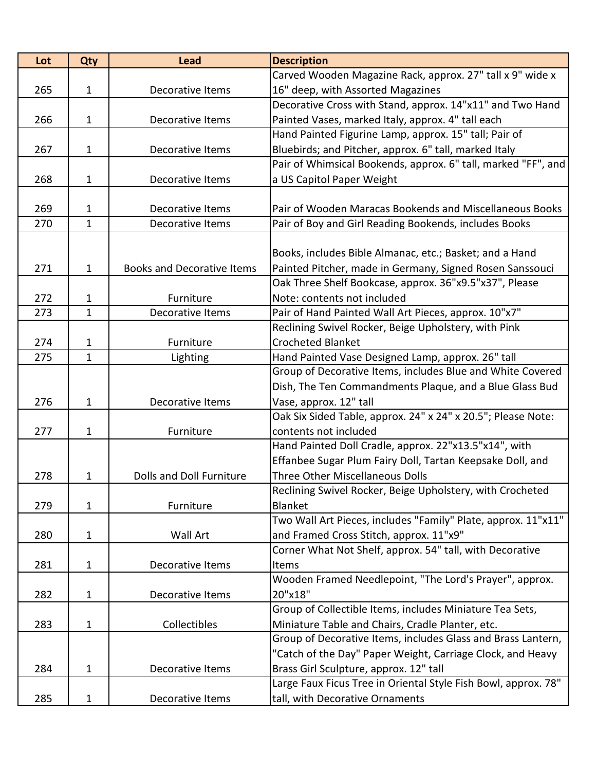| Lot | Qty | Lead | Description |
|---|---|---|---|
| 265 | 1 | Decorative Items | Carved Wooden Magazine Rack, approx. 27" tall x 9" wide x 16" deep, with Assorted Magazines |
| 266 | 1 | Decorative Items | Decorative Cross with Stand, approx. 14"x11" and Two Hand Painted Vases, marked Italy, approx. 4" tall each |
| 267 | 1 | Decorative Items | Hand Painted Figurine Lamp, approx. 15" tall; Pair of Bluebirds; and Pitcher, approx. 6" tall, marked Italy |
| 268 | 1 | Decorative Items | Pair of Whimsical Bookends, approx. 6" tall, marked "FF", and a US Capitol Paper Weight |
| 269 | 1 | Decorative Items | Pair of Wooden Maracas Bookends and Miscellaneous Books |
| 270 | 1 | Decorative Items | Pair of Boy and Girl Reading Bookends, includes Books |
| 271 | 1 | Books and Decorative Items | Books, includes Bible Almanac, etc.; Basket; and a Hand Painted Pitcher, made in Germany, Signed Rosen Sanssouci |
| 272 | 1 | Furniture | Oak Three Shelf Bookcase, approx. 36"x9.5"x37", Please Note: contents not included |
| 273 | 1 | Decorative Items | Pair of Hand Painted Wall Art Pieces, approx. 10"x7" |
| 274 | 1 | Furniture | Reclining Swivel Rocker, Beige Upholstery, with Pink Crocheted Blanket |
| 275 | 1 | Lighting | Hand Painted Vase Designed Lamp, approx. 26" tall |
| 276 | 1 | Decorative Items | Group of Decorative Items, includes Blue and White Covered Dish, The Ten Commandments Plaque, and a Blue Glass Bud Vase, approx. 12" tall |
| 277 | 1 | Furniture | Oak Six Sided Table, approx. 24" x 24" x 20.5"; Please Note: contents not included |
| 278 | 1 | Dolls and Doll Furniture | Hand Painted Doll Cradle, approx. 22"x13.5"x14", with Effanbee Sugar Plum Fairy Doll, Tartan Keepsake Doll, and Three Other Miscellaneous Dolls |
| 279 | 1 | Furniture | Reclining Swivel Rocker, Beige Upholstery, with Crocheted Blanket |
| 280 | 1 | Wall Art | Two Wall Art Pieces, includes "Family" Plate, approx. 11"x11" and Framed Cross Stitch, approx. 11"x9" |
| 281 | 1 | Decorative Items | Corner What Not Shelf, approx. 54" tall, with Decorative Items |
| 282 | 1 | Decorative Items | Wooden Framed Needlepoint, "The Lord's Prayer", approx. 20"x18" |
| 283 | 1 | Collectibles | Group of Collectible Items, includes Miniature Tea Sets, Miniature Table and Chairs, Cradle Planter, etc. |
| 284 | 1 | Decorative Items | Group of Decorative Items, includes Glass and Brass Lantern, "Catch of the Day" Paper Weight, Carriage Clock, and Heavy Brass Girl Sculpture, approx. 12" tall |
| 285 | 1 | Decorative Items | Large Faux Ficus Tree in Oriental Style Fish Bowl, approx. 78" tall, with Decorative Ornaments |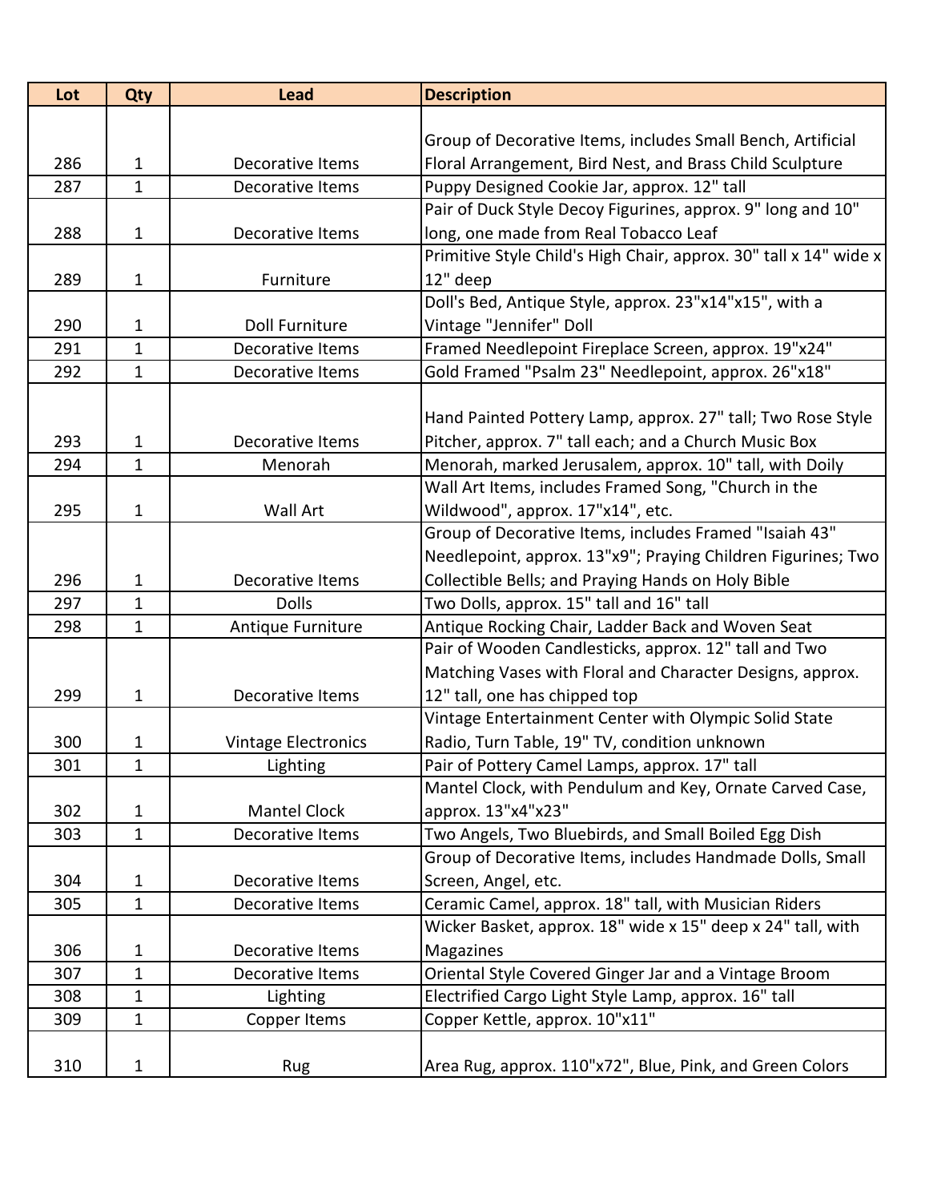| Lot | Qty | Lead | Description |
| --- | --- | --- | --- |
| 286 | 1 | Decorative Items | Group of Decorative Items, includes Small Bench, Artificial Floral Arrangement, Bird Nest, and Brass Child Sculpture |
| 287 | 1 | Decorative Items | Puppy Designed Cookie Jar, approx. 12" tall |
| 288 | 1 | Decorative Items | Pair of Duck Style Decoy Figurines, approx. 9" long and 10" long, one made from Real Tobacco Leaf |
| 289 | 1 | Furniture | Primitive Style Child's High Chair, approx. 30" tall x 14" wide x 12" deep |
| 290 | 1 | Doll Furniture | Doll's Bed, Antique Style, approx. 23"x14"x15", with a Vintage "Jennifer" Doll |
| 291 | 1 | Decorative Items | Framed Needlepoint Fireplace Screen, approx. 19"x24" |
| 292 | 1 | Decorative Items | Gold Framed "Psalm 23" Needlepoint, approx. 26"x18" |
| 293 | 1 | Decorative Items | Hand Painted Pottery Lamp, approx. 27" tall; Two Rose Style Pitcher, approx. 7" tall each; and a Church Music Box |
| 294 | 1 | Menorah | Menorah, marked Jerusalem, approx. 10" tall, with Doily |
| 295 | 1 | Wall Art | Wall Art Items, includes Framed Song, "Church in the Wildwood", approx. 17"x14", etc. |
| 296 | 1 | Decorative Items | Group of Decorative Items, includes Framed "Isaiah 43" Needlepoint, approx. 13"x9"; Praying Children Figurines; Two Collectible Bells; and Praying Hands on Holy Bible |
| 297 | 1 | Dolls | Two Dolls, approx. 15" tall and 16" tall |
| 298 | 1 | Antique Furniture | Antique Rocking Chair, Ladder Back and Woven Seat |
| 299 | 1 | Decorative Items | Pair of Wooden Candlesticks, approx. 12" tall and Two Matching Vases with Floral and Character Designs, approx. 12" tall, one has chipped top |
| 300 | 1 | Vintage Electronics | Vintage Entertainment Center with Olympic Solid State Radio, Turn Table, 19" TV, condition unknown |
| 301 | 1 | Lighting | Pair of Pottery Camel Lamps, approx. 17" tall |
| 302 | 1 | Mantel Clock | Mantel Clock, with Pendulum and Key, Ornate Carved Case, approx. 13"x4"x23" |
| 303 | 1 | Decorative Items | Two Angels, Two Bluebirds, and Small Boiled Egg Dish |
| 304 | 1 | Decorative Items | Group of Decorative Items, includes Handmade Dolls, Small Screen, Angel, etc. |
| 305 | 1 | Decorative Items | Ceramic Camel, approx. 18" tall, with Musician Riders |
| 306 | 1 | Decorative Items | Wicker Basket, approx. 18" wide x 15" deep x 24" tall, with Magazines |
| 307 | 1 | Decorative Items | Oriental Style Covered Ginger Jar and a Vintage Broom |
| 308 | 1 | Lighting | Electrified Cargo Light Style Lamp, approx. 16" tall |
| 309 | 1 | Copper Items | Copper Kettle, approx. 10"x11" |
| 310 | 1 | Rug | Area Rug, approx. 110"x72", Blue, Pink, and Green Colors |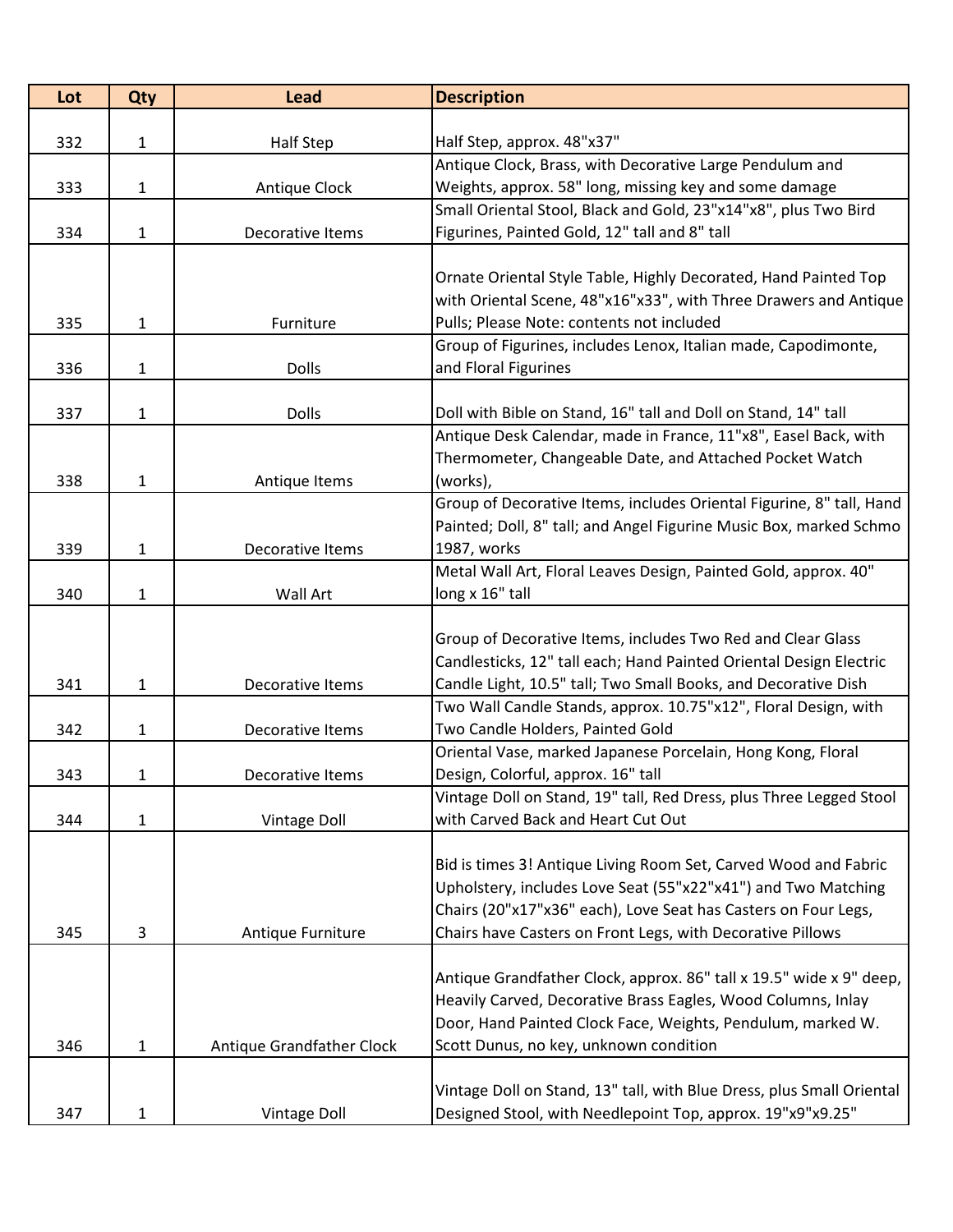| Lot | Qty | Lead | Description |
| --- | --- | --- | --- |
| 332 | 1 | Half Step | Half Step, approx. 48"x37" |
| 333 | 1 | Antique Clock | Antique Clock, Brass, with Decorative Large Pendulum and Weights, approx. 58" long, missing key and some damage |
| 334 | 1 | Decorative Items | Small Oriental Stool, Black and Gold, 23"x14"x8", plus Two Bird Figurines, Painted Gold, 12" tall and 8" tall |
| 335 | 1 | Furniture | Ornate Oriental Style Table, Highly Decorated, Hand Painted Top with Oriental Scene, 48"x16"x33", with Three Drawers and Antique Pulls; Please Note: contents not included |
| 336 | 1 | Dolls | Group of Figurines, includes Lenox, Italian made, Capodimonte, and Floral Figurines |
| 337 | 1 | Dolls | Doll with Bible on Stand, 16" tall and Doll on Stand, 14" tall |
| 338 | 1 | Antique Items | Antique Desk Calendar, made in France, 11"x8", Easel Back, with Thermometer, Changeable Date, and Attached Pocket Watch (works), |
| 339 | 1 | Decorative Items | Group of Decorative Items, includes Oriental Figurine, 8" tall, Hand Painted; Doll, 8" tall; and Angel Figurine Music Box, marked Schmo 1987, works |
| 340 | 1 | Wall Art | Metal Wall Art, Floral Leaves Design, Painted Gold, approx. 40" long x 16" tall |
| 341 | 1 | Decorative Items | Group of Decorative Items, includes Two Red and Clear Glass Candlesticks, 12" tall each; Hand Painted Oriental Design Electric Candle Light, 10.5" tall; Two Small Books, and Decorative Dish |
| 342 | 1 | Decorative Items | Two Wall Candle Stands, approx. 10.75"x12", Floral Design, with Two Candle Holders, Painted Gold |
| 343 | 1 | Decorative Items | Oriental Vase, marked Japanese Porcelain, Hong Kong, Floral Design, Colorful, approx. 16" tall |
| 344 | 1 | Vintage Doll | Vintage Doll on Stand, 19" tall, Red Dress, plus Three Legged Stool with Carved Back and Heart Cut Out |
| 345 | 3 | Antique Furniture | Bid is times 3! Antique Living Room Set, Carved Wood and Fabric Upholstery, includes Love Seat (55"x22"x41") and Two Matching Chairs (20"x17"x36" each), Love Seat has Casters on Four Legs, Chairs have Casters on Front Legs, with Decorative Pillows |
| 346 | 1 | Antique Grandfather Clock | Antique Grandfather Clock, approx. 86" tall x 19.5" wide x 9" deep, Heavily Carved, Decorative Brass Eagles, Wood Columns, Inlay Door, Hand Painted Clock Face, Weights, Pendulum, marked W. Scott Dunus, no key, unknown condition |
| 347 | 1 | Vintage Doll | Vintage Doll on Stand, 13" tall, with Blue Dress, plus Small Oriental Designed Stool, with Needlepoint Top, approx. 19"x9"x9.25" |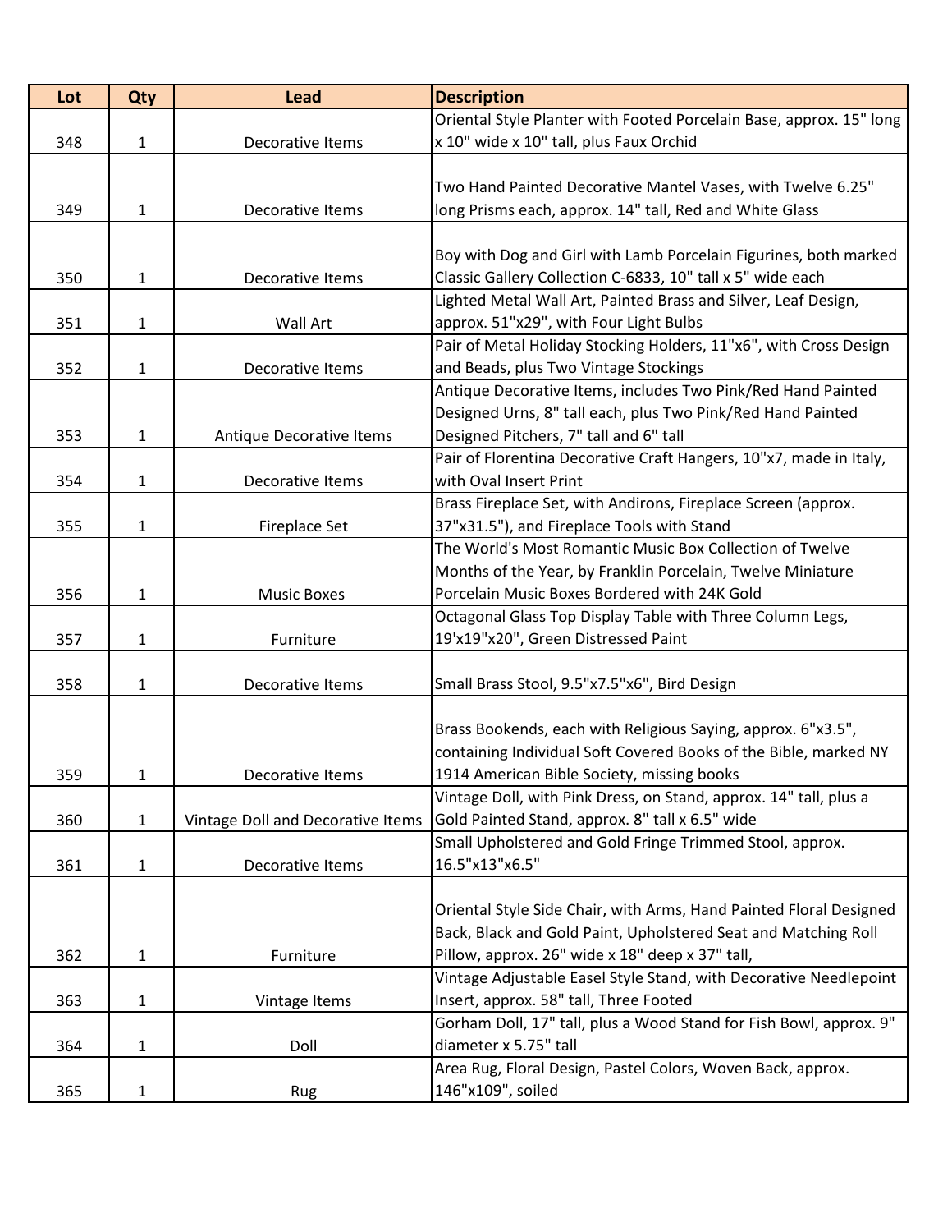| Lot | Qty | Lead | Description |
|---|---|---|---|
| 348 | 1 | Decorative Items | Oriental Style Planter with Footed Porcelain Base, approx. 15" long x 10" wide x 10" tall, plus Faux Orchid |
| 349 | 1 | Decorative Items | Two Hand Painted Decorative Mantel Vases, with Twelve 6.25" long Prisms each, approx. 14" tall, Red and White Glass |
| 350 | 1 | Decorative Items | Boy with Dog and Girl with Lamb Porcelain Figurines, both marked Classic Gallery Collection C-6833, 10" tall x 5" wide each |
| 351 | 1 | Wall Art | Lighted Metal Wall Art, Painted Brass and Silver, Leaf Design, approx. 51"x29", with Four Light Bulbs |
| 352 | 1 | Decorative Items | Pair of Metal Holiday Stocking Holders, 11"x6", with Cross Design and Beads, plus Two Vintage Stockings |
| 353 | 1 | Antique Decorative Items | Antique Decorative Items, includes Two Pink/Red Hand Painted Designed Urns, 8" tall each, plus Two Pink/Red Hand Painted Designed Pitchers, 7" tall and 6" tall |
| 354 | 1 | Decorative Items | Pair of Florentina Decorative Craft Hangers, 10"x7, made in Italy, with Oval Insert Print |
| 355 | 1 | Fireplace Set | Brass Fireplace Set, with Andirons, Fireplace Screen (approx. 37"x31.5"), and Fireplace Tools with Stand |
| 356 | 1 | Music Boxes | The World's Most Romantic Music Box Collection of Twelve Months of the Year, by Franklin Porcelain, Twelve Miniature Porcelain Music Boxes Bordered with 24K Gold |
| 357 | 1 | Furniture | Octagonal Glass Top Display Table with Three Column Legs, 19'x19"x20", Green Distressed Paint |
| 358 | 1 | Decorative Items | Small Brass Stool, 9.5"x7.5"x6", Bird Design |
| 359 | 1 | Decorative Items | Brass Bookends, each with Religious Saying, approx. 6"x3.5", containing Individual Soft Covered Books of the Bible, marked NY 1914 American Bible Society, missing books |
| 360 | 1 | Vintage Doll and Decorative Items | Vintage Doll, with Pink Dress, on Stand, approx. 14" tall, plus a Gold Painted Stand, approx. 8" tall x 6.5" wide |
| 361 | 1 | Decorative Items | Small Upholstered and Gold Fringe Trimmed Stool, approx. 16.5"x13"x6.5" |
| 362 | 1 | Furniture | Oriental Style Side Chair, with Arms, Hand Painted Floral Designed Back, Black and Gold Paint, Upholstered Seat and Matching Roll Pillow, approx. 26" wide x 18" deep x 37" tall, |
| 363 | 1 | Vintage Items | Vintage Adjustable Easel Style Stand, with Decorative Needlepoint Insert, approx. 58" tall, Three Footed |
| 364 | 1 | Doll | Gorham Doll, 17" tall, plus a Wood Stand for Fish Bowl, approx. 9" diameter x 5.75" tall |
| 365 | 1 | Rug | Area Rug, Floral Design, Pastel Colors, Woven Back, approx. 146"x109", soiled |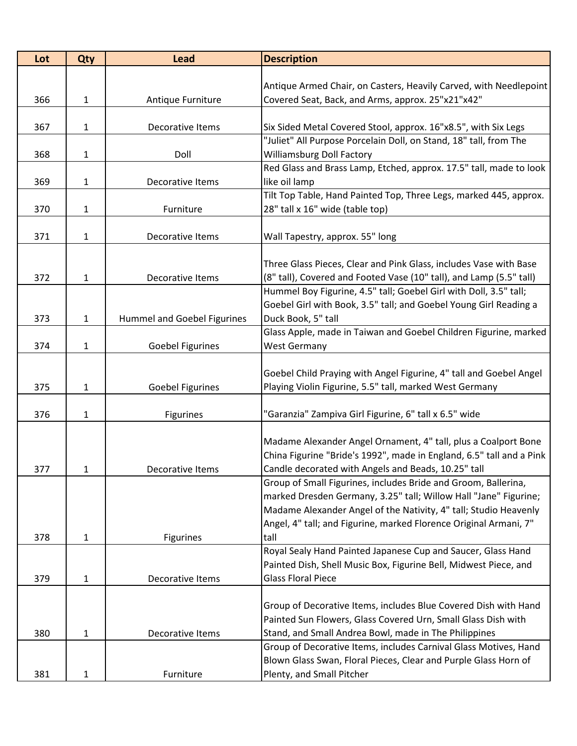| Lot | Qty | Lead | Description |
| --- | --- | --- | --- |
| 366 | 1 | Antique Furniture | Antique Armed Chair, on Casters, Heavily Carved, with Needlepoint Covered Seat, Back, and Arms, approx. 25"x21"x42" |
| 367 | 1 | Decorative Items | Six Sided Metal Covered Stool, approx. 16"x8.5", with Six Legs |
| 368 | 1 | Doll | "Juliet" All Purpose Porcelain Doll, on Stand, 18" tall, from The Williamsburg Doll Factory |
| 369 | 1 | Decorative Items | Red Glass and Brass Lamp, Etched, approx. 17.5" tall, made to look like oil lamp |
| 370 | 1 | Furniture | Tilt Top Table, Hand Painted Top, Three Legs, marked 445, approx. 28" tall x 16" wide (table top) |
| 371 | 1 | Decorative Items | Wall Tapestry, approx. 55" long |
| 372 | 1 | Decorative Items | Three Glass Pieces, Clear and Pink Glass, includes Vase with Base (8" tall), Covered and Footed Vase (10" tall), and Lamp (5.5" tall) |
| 373 | 1 | Hummel and Goebel Figurines | Hummel Boy Figurine, 4.5" tall; Goebel Girl with Doll, 3.5" tall; Goebel Girl with Book, 3.5" tall; and Goebel Young Girl Reading a Duck Book, 5" tall |
| 374 | 1 | Goebel Figurines | Glass Apple, made in Taiwan and Goebel Children Figurine, marked West Germany |
| 375 | 1 | Goebel Figurines | Goebel Child Praying with Angel Figurine, 4" tall and Goebel Angel Playing Violin Figurine, 5.5" tall, marked West Germany |
| 376 | 1 | Figurines | "Garanzia" Zampiva Girl Figurine, 6" tall x 6.5" wide |
| 377 | 1 | Decorative Items | Madame Alexander Angel Ornament, 4" tall, plus a Coalport Bone China Figurine "Bride's 1992", made in England, 6.5" tall and a Pink Candle decorated with Angels and Beads, 10.25" tall |
| 378 | 1 | Figurines | Group of Small Figurines, includes Bride and Groom, Ballerina, marked Dresden Germany, 3.25" tall; Willow Hall "Jane" Figurine; Madame Alexander Angel of the Nativity, 4" tall; Studio Heavenly Angel, 4" tall; and Figurine, marked Florence Original Armani, 7" tall |
| 379 | 1 | Decorative Items | Royal Sealy Hand Painted Japanese Cup and Saucer, Glass Hand Painted Dish, Shell Music Box, Figurine Bell, Midwest Piece, and Glass Floral Piece |
| 380 | 1 | Decorative Items | Group of Decorative Items, includes Blue Covered Dish with Hand Painted Sun Flowers, Glass Covered Urn, Small Glass Dish with Stand, and Small Andrea Bowl, made in The Philippines |
| 381 | 1 | Furniture | Group of Decorative Items, includes Carnival Glass Motives, Hand Blown Glass Swan, Floral Pieces, Clear and Purple Glass Horn of Plenty, and Small Pitcher |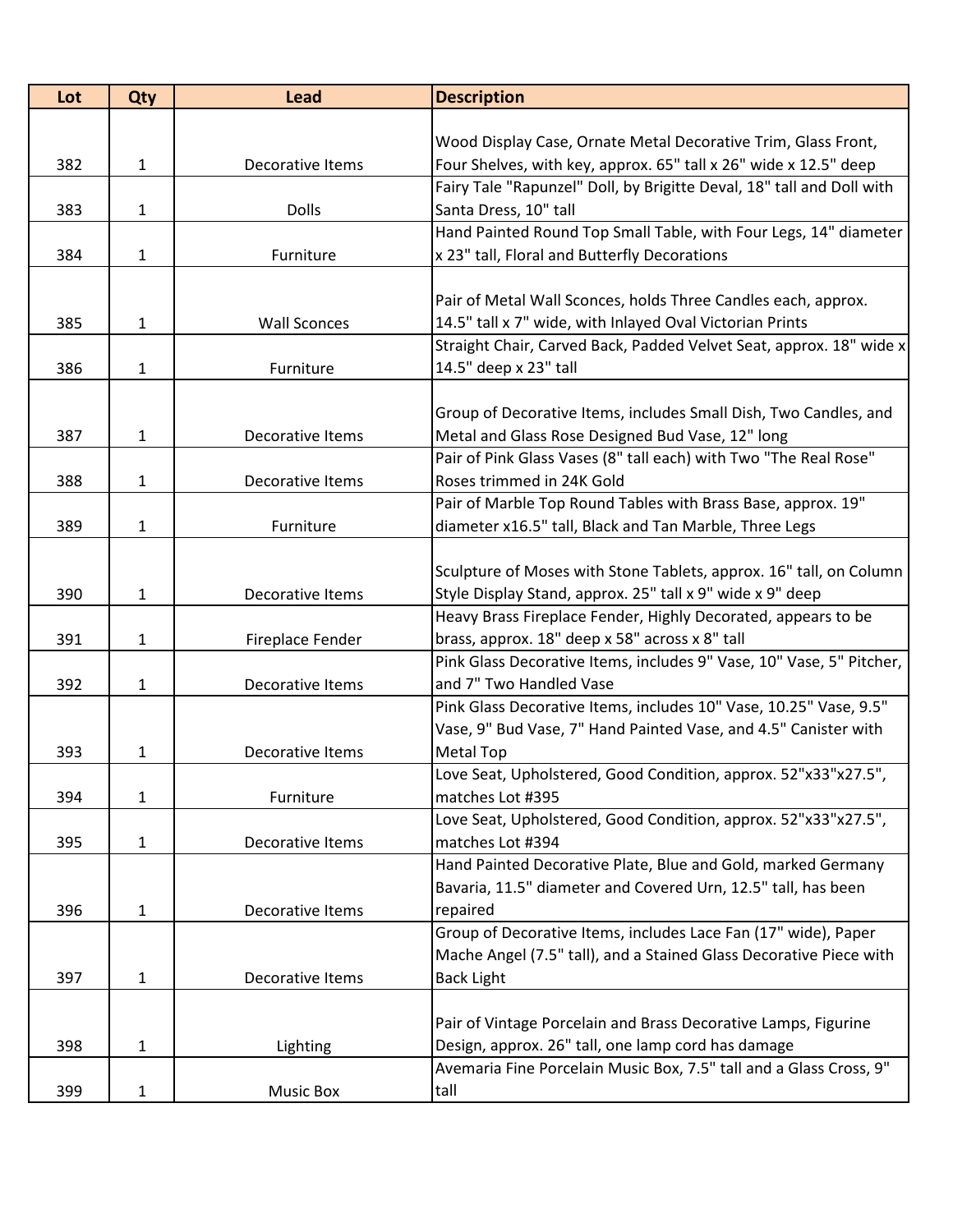| Lot | Qty | Lead | Description |
|---|---|---|---|
| 382 | 1 | Decorative Items | Wood Display Case, Ornate Metal Decorative Trim, Glass Front, Four Shelves, with key, approx. 65" tall x 26" wide x 12.5" deep |
| 383 | 1 | Dolls | Fairy Tale "Rapunzel" Doll, by Brigitte Deval, 18" tall and Doll with Santa Dress, 10" tall |
| 384 | 1 | Furniture | Hand Painted Round Top Small Table, with Four Legs, 14" diameter x 23" tall, Floral and Butterfly Decorations |
| 385 | 1 | Wall Sconces | Pair of Metal Wall Sconces, holds Three Candles each, approx. 14.5" tall x 7" wide, with Inlayed Oval Victorian Prints |
| 386 | 1 | Furniture | Straight Chair, Carved Back, Padded Velvet Seat, approx. 18" wide x 14.5" deep x 23" tall |
| 387 | 1 | Decorative Items | Group of Decorative Items, includes Small Dish, Two Candles, and Metal and Glass Rose Designed Bud Vase, 12" long |
| 388 | 1 | Decorative Items | Pair of Pink Glass Vases (8" tall each) with Two "The Real Rose" Roses trimmed in 24K Gold |
| 389 | 1 | Furniture | Pair of Marble Top Round Tables with Brass Base, approx. 19" diameter x16.5" tall, Black and Tan Marble, Three Legs |
| 390 | 1 | Decorative Items | Sculpture of Moses with Stone Tablets, approx. 16" tall, on Column Style Display Stand, approx. 25" tall x 9" wide x 9" deep |
| 391 | 1 | Fireplace Fender | Heavy Brass Fireplace Fender, Highly Decorated, appears to be brass, approx. 18" deep x 58" across x 8" tall |
| 392 | 1 | Decorative Items | Pink Glass Decorative Items, includes 9" Vase, 10" Vase, 5" Pitcher, and 7" Two Handled Vase |
| 393 | 1 | Decorative Items | Pink Glass Decorative Items, includes 10" Vase, 10.25" Vase, 9.5" Vase, 9" Bud Vase, 7" Hand Painted Vase, and 4.5" Canister with Metal Top |
| 394 | 1 | Furniture | Love Seat, Upholstered, Good Condition, approx. 52"x33"x27.5", matches Lot #395 |
| 395 | 1 | Decorative Items | Love Seat, Upholstered, Good Condition, approx. 52"x33"x27.5", matches Lot #394 |
| 396 | 1 | Decorative Items | Hand Painted Decorative Plate, Blue and Gold, marked Germany Bavaria, 11.5" diameter and Covered Urn, 12.5" tall, has been repaired |
| 397 | 1 | Decorative Items | Group of Decorative Items, includes Lace Fan (17" wide), Paper Mache Angel (7.5" tall), and a Stained Glass Decorative Piece with Back Light |
| 398 | 1 | Lighting | Pair of Vintage Porcelain and Brass Decorative Lamps, Figurine Design, approx. 26" tall, one lamp cord has damage |
| 399 | 1 | Music Box | Avemaria Fine Porcelain Music Box, 7.5" tall and a Glass Cross, 9" tall |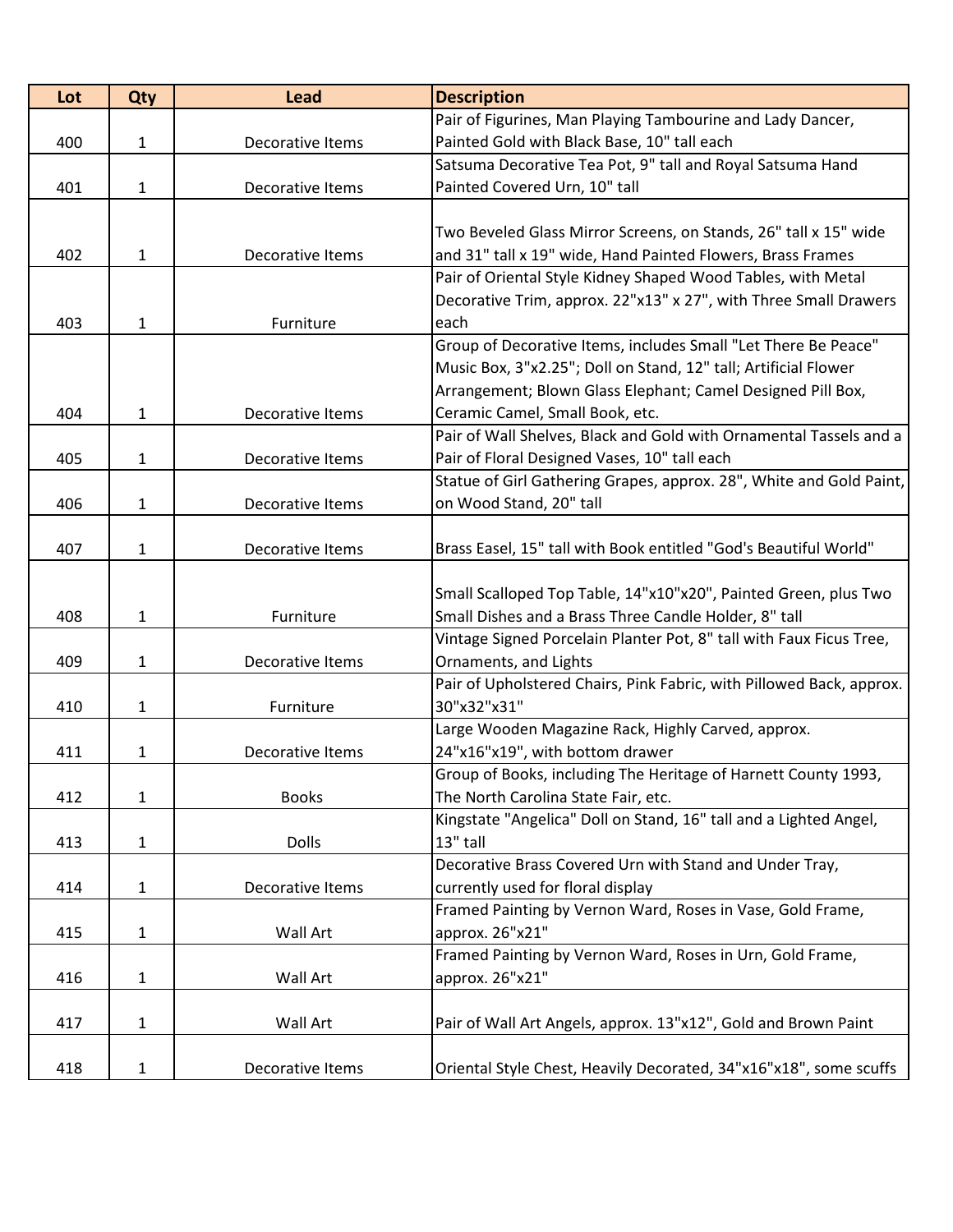| Lot | Qty | Lead | Description |
|---|---|---|---|
| 400 | 1 | Decorative Items | Pair of Figurines, Man Playing Tambourine and Lady Dancer, Painted Gold with Black Base, 10" tall each |
| 401 | 1 | Decorative Items | Satsuma Decorative Tea Pot, 9" tall and Royal Satsuma Hand Painted Covered Urn, 10" tall |
| 402 | 1 | Decorative Items | Two Beveled Glass Mirror Screens, on Stands, 26" tall x 15" wide and 31" tall x 19" wide, Hand Painted Flowers, Brass Frames |
| 403 | 1 | Furniture | Pair of Oriental Style Kidney Shaped Wood Tables, with Metal Decorative Trim, approx. 22"x13" x 27", with Three Small Drawers each |
| 404 | 1 | Decorative Items | Group of Decorative Items, includes Small "Let There Be Peace" Music Box, 3"x2.25"; Doll on Stand, 12" tall; Artificial Flower Arrangement; Blown Glass Elephant; Camel Designed Pill Box, Ceramic Camel, Small Book, etc. |
| 405 | 1 | Decorative Items | Pair of Wall Shelves, Black and Gold with Ornamental Tassels and a Pair of Floral Designed Vases, 10" tall each |
| 406 | 1 | Decorative Items | Statue of Girl Gathering Grapes, approx. 28", White and Gold Paint, on Wood Stand, 20" tall |
| 407 | 1 | Decorative Items | Brass Easel, 15" tall with Book entitled "God's Beautiful World" |
| 408 | 1 | Furniture | Small Scalloped Top Table, 14"x10"x20", Painted Green, plus Two Small Dishes and a Brass Three Candle Holder, 8" tall |
| 409 | 1 | Decorative Items | Vintage Signed Porcelain Planter Pot, 8" tall with Faux Ficus Tree, Ornaments, and Lights |
| 410 | 1 | Furniture | Pair of Upholstered Chairs, Pink Fabric, with Pillowed Back, approx. 30"x32"x31" |
| 411 | 1 | Decorative Items | Large Wooden Magazine Rack, Highly Carved, approx. 24"x16"x19", with bottom drawer |
| 412 | 1 | Books | Group of Books, including The Heritage of Harnett County 1993, The North Carolina State Fair, etc. |
| 413 | 1 | Dolls | Kingstate "Angelica" Doll on Stand, 16" tall and a Lighted Angel, 13" tall |
| 414 | 1 | Decorative Items | Decorative Brass Covered Urn with Stand and Under Tray, currently used for floral display |
| 415 | 1 | Wall Art | Framed Painting by Vernon Ward, Roses in Vase, Gold Frame, approx. 26"x21" |
| 416 | 1 | Wall Art | Framed Painting by Vernon Ward, Roses in Urn, Gold Frame, approx. 26"x21" |
| 417 | 1 | Wall Art | Pair of Wall Art Angels, approx. 13"x12", Gold and Brown Paint |
| 418 | 1 | Decorative Items | Oriental Style Chest, Heavily Decorated, 34"x16"x18", some scuffs |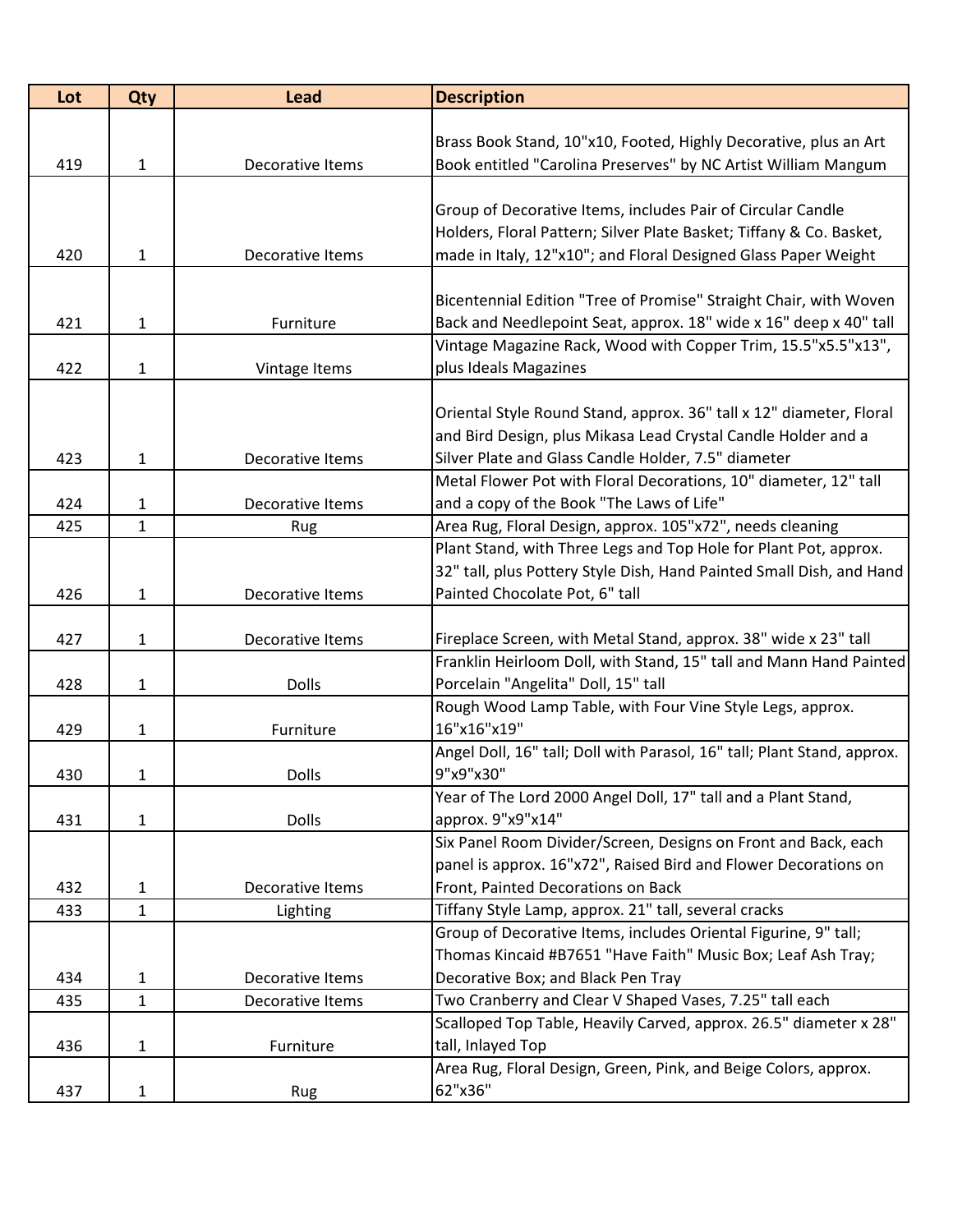| Lot | Qty | Lead | Description |
| --- | --- | --- | --- |
| 419 | 1 | Decorative Items | Brass Book Stand, 10"x10, Footed, Highly Decorative, plus an Art Book entitled "Carolina Preserves" by NC Artist William Mangum |
| 420 | 1 | Decorative Items | Group of Decorative Items, includes Pair of Circular Candle Holders, Floral Pattern; Silver Plate Basket; Tiffany & Co. Basket, made in Italy, 12"x10"; and Floral Designed Glass Paper Weight |
| 421 | 1 | Furniture | Bicentennial Edition "Tree of Promise" Straight Chair, with Woven Back and Needlepoint Seat, approx. 18" wide x 16" deep x 40" tall |
| 422 | 1 | Vintage Items | Vintage Magazine Rack, Wood with Copper Trim, 15.5"x5.5"x13", plus Ideals Magazines |
| 423 | 1 | Decorative Items | Oriental Style Round Stand, approx. 36" tall x 12" diameter, Floral and Bird Design, plus Mikasa Lead Crystal Candle Holder and a Silver Plate and Glass Candle Holder, 7.5" diameter |
| 424 | 1 | Decorative Items | Metal Flower Pot with Floral Decorations, 10" diameter, 12" tall and a copy of the Book "The Laws of Life" |
| 425 | 1 | Rug | Area Rug, Floral Design, approx. 105"x72", needs cleaning |
| 426 | 1 | Decorative Items | Plant Stand, with Three Legs and Top Hole for Plant Pot, approx. 32" tall, plus Pottery Style Dish, Hand Painted Small Dish, and Hand Painted Chocolate Pot, 6" tall |
| 427 | 1 | Decorative Items | Fireplace Screen, with Metal Stand, approx. 38" wide x 23" tall |
| 428 | 1 | Dolls | Franklin Heirloom Doll, with Stand, 15" tall and Mann Hand Painted Porcelain "Angelita" Doll, 15" tall |
| 429 | 1 | Furniture | Rough Wood Lamp Table, with Four Vine Style Legs, approx. 16"x16"x19" |
| 430 | 1 | Dolls | Angel Doll, 16" tall; Doll with Parasol, 16" tall; Plant Stand, approx. 9"x9"x30" |
| 431 | 1 | Dolls | Year of The Lord 2000 Angel Doll, 17" tall and a Plant Stand, approx. 9"x9"x14" |
| 432 | 1 | Decorative Items | Six Panel Room Divider/Screen, Designs on Front and Back, each panel is approx. 16"x72", Raised Bird and Flower Decorations on Front, Painted Decorations on Back |
| 433 | 1 | Lighting | Tiffany Style Lamp, approx. 21" tall, several cracks |
| 434 | 1 | Decorative Items | Group of Decorative Items, includes Oriental Figurine, 9" tall; Thomas Kincaid #B7651 "Have Faith" Music Box; Leaf Ash Tray; Decorative Box; and Black Pen Tray |
| 435 | 1 | Decorative Items | Two Cranberry and Clear V Shaped Vases, 7.25" tall each |
| 436 | 1 | Furniture | Scalloped Top Table, Heavily Carved, approx. 26.5" diameter x 28" tall, Inlayed Top |
| 437 | 1 | Rug | Area Rug, Floral Design, Green, Pink, and Beige Colors, approx. 62"x36" |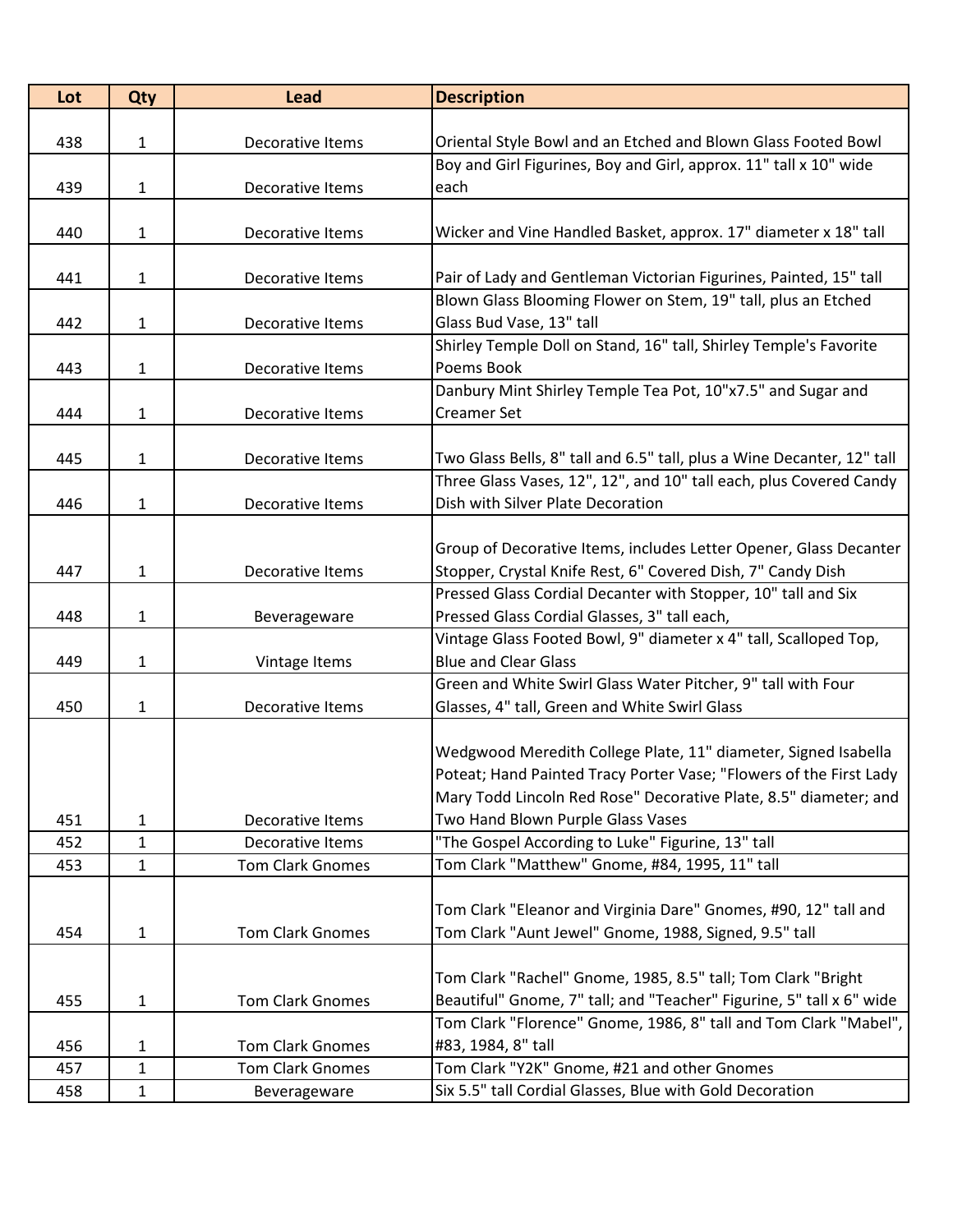| Lot | Qty | Lead | Description |
|---|---|---|---|
| 438 | 1 | Decorative Items | Oriental Style Bowl and an Etched and Blown Glass Footed Bowl |
| 439 | 1 | Decorative Items | Boy and Girl Figurines, Boy and Girl, approx. 11" tall x 10" wide each |
| 440 | 1 | Decorative Items | Wicker and Vine Handled Basket, approx. 17" diameter x 18" tall |
| 441 | 1 | Decorative Items | Pair of Lady and Gentleman Victorian Figurines, Painted, 15" tall |
| 442 | 1 | Decorative Items | Blown Glass Blooming Flower on Stem, 19" tall, plus an Etched Glass Bud Vase, 13" tall |
| 443 | 1 | Decorative Items | Shirley Temple Doll on Stand, 16" tall, Shirley Temple's Favorite Poems Book |
| 444 | 1 | Decorative Items | Danbury Mint Shirley Temple Tea Pot, 10"x7.5" and Sugar and Creamer Set |
| 445 | 1 | Decorative Items | Two Glass Bells, 8" tall and 6.5" tall, plus a Wine Decanter, 12" tall |
| 446 | 1 | Decorative Items | Three Glass Vases, 12", 12", and 10" tall each, plus Covered Candy Dish with Silver Plate Decoration |
| 447 | 1 | Decorative Items | Group of Decorative Items, includes Letter Opener, Glass Decanter Stopper, Crystal Knife Rest, 6" Covered Dish, 7" Candy Dish |
| 448 | 1 | Beverageware | Pressed Glass Cordial Decanter with Stopper, 10" tall and Six Pressed Glass Cordial Glasses, 3" tall each, |
| 449 | 1 | Vintage Items | Vintage Glass Footed Bowl, 9" diameter x 4" tall, Scalloped Top, Blue and Clear Glass |
| 450 | 1 | Decorative Items | Green and White Swirl Glass Water Pitcher, 9" tall with Four Glasses, 4" tall, Green and White Swirl Glass |
| 451 | 1 | Decorative Items | Wedgwood Meredith College Plate, 11" diameter, Signed Isabella Poteat; Hand Painted Tracy Porter Vase; "Flowers of the First Lady Mary Todd Lincoln Red Rose" Decorative Plate, 8.5" diameter; and Two Hand Blown Purple Glass Vases |
| 452 | 1 | Decorative Items | "The Gospel According to Luke" Figurine, 13" tall |
| 453 | 1 | Tom Clark Gnomes | Tom Clark "Matthew" Gnome, #84, 1995, 11" tall |
| 454 | 1 | Tom Clark Gnomes | Tom Clark "Eleanor and Virginia Dare" Gnomes, #90, 12" tall and Tom Clark "Aunt Jewel" Gnome, 1988, Signed, 9.5" tall |
| 455 | 1 | Tom Clark Gnomes | Tom Clark "Rachel" Gnome, 1985, 8.5" tall; Tom Clark "Bright Beautiful" Gnome, 7" tall; and "Teacher" Figurine, 5" tall x 6" wide |
| 456 | 1 | Tom Clark Gnomes | Tom Clark "Florence" Gnome, 1986, 8" tall and Tom Clark "Mabel", #83, 1984, 8" tall |
| 457 | 1 | Tom Clark Gnomes | Tom Clark "Y2K" Gnome, #21 and other Gnomes |
| 458 | 1 | Beverageware | Six 5.5" tall Cordial Glasses, Blue with Gold Decoration |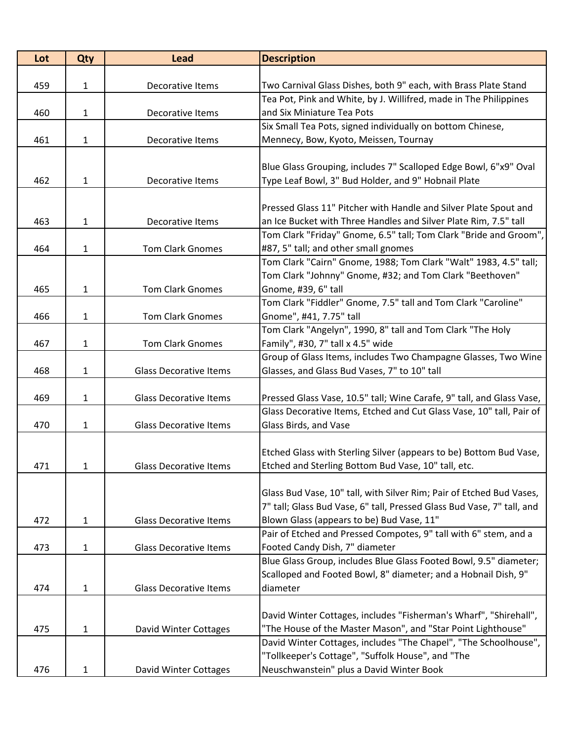| Lot | Qty | Lead | Description |
|---|---|---|---|
| 459 | 1 | Decorative Items | Two Carnival Glass Dishes, both 9" each, with Brass Plate Stand |
| 460 | 1 | Decorative Items | Tea Pot, Pink and White, by J. Willifred, made in The Philippines and Six Miniature Tea Pots |
| 461 | 1 | Decorative Items | Six Small Tea Pots, signed individually on bottom Chinese, Mennecy, Bow, Kyoto, Meissen, Tournay |
| 462 | 1 | Decorative Items | Blue Glass Grouping, includes 7" Scalloped Edge Bowl, 6"x9" Oval Type Leaf Bowl, 3" Bud Holder, and 9" Hobnail Plate |
| 463 | 1 | Decorative Items | Pressed Glass 11" Pitcher with Handle and Silver Plate Spout and an Ice Bucket with Three Handles and Silver Plate Rim, 7.5" tall |
| 464 | 1 | Tom Clark Gnomes | Tom Clark "Friday" Gnome, 6.5" tall; Tom Clark "Bride and Groom", #87, 5" tall; and other small gnomes |
| 465 | 1 | Tom Clark Gnomes | Tom Clark "Cairn" Gnome, 1988; Tom Clark "Walt" 1983, 4.5" tall; Tom Clark "Johnny" Gnome, #32; and Tom Clark "Beethoven" Gnome, #39, 6" tall |
| 466 | 1 | Tom Clark Gnomes | Tom Clark "Fiddler" Gnome, 7.5" tall and Tom Clark "Caroline" Gnome", #41, 7.75" tall |
| 467 | 1 | Tom Clark Gnomes | Tom Clark "Angelyn", 1990, 8" tall and Tom Clark "The Holy Family", #30, 7" tall x 4.5" wide |
| 468 | 1 | Glass Decorative Items | Group of Glass Items, includes Two Champagne Glasses, Two Wine Glasses, and Glass Bud Vases, 7" to 10" tall |
| 469 | 1 | Glass Decorative Items | Pressed Glass Vase, 10.5" tall; Wine Carafe, 9" tall, and Glass Vase, |
| 470 | 1 | Glass Decorative Items | Glass Decorative Items, Etched and Cut Glass Vase, 10" tall, Pair of Glass Birds, and Vase |
| 471 | 1 | Glass Decorative Items | Etched Glass with Sterling Silver (appears to be) Bottom Bud Vase, Etched and Sterling Bottom Bud Vase, 10" tall, etc. |
| 472 | 1 | Glass Decorative Items | Glass Bud Vase, 10" tall, with Silver Rim; Pair of Etched Bud Vases, 7" tall; Glass Bud Vase, 6" tall, Pressed Glass Bud Vase, 7" tall, and Blown Glass (appears to be) Bud Vase, 11" |
| 473 | 1 | Glass Decorative Items | Pair of Etched and Pressed Compotes, 9" tall with 6" stem, and a Footed Candy Dish, 7" diameter |
| 474 | 1 | Glass Decorative Items | Blue Glass Group, includes Blue Glass Footed Bowl, 9.5" diameter; Scalloped and Footed Bowl, 8" diameter; and a Hobnail Dish, 9" diameter |
| 475 | 1 | David Winter Cottages | David Winter Cottages, includes "Fisherman's Wharf", "Shirehall", "The House of the Master Mason", and "Star Point Lighthouse" |
| 476 | 1 | David Winter Cottages | David Winter Cottages, includes "The Chapel", "The Schoolhouse", "Tollkeeper's Cottage", "Suffolk House", and "The Neuschwanstein" plus a David Winter Book |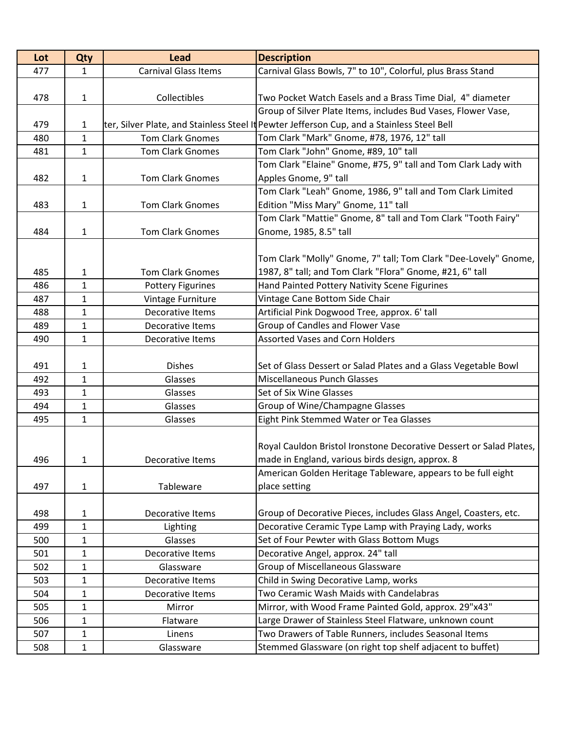| Lot | Qty | Lead | Description |
|---|---|---|---|
| 477 | 1 | Carnival Glass Items | Carnival Glass Bowls, 7" to 10", Colorful, plus Brass Stand |
| 478 | 1 | Collectibles | Two Pocket Watch Easels and a Brass Time Dial, 4" diameter |
| 479 | 1 | ter, Silver Plate, and Stainless Steel It | Group of Silver Plate Items, includes Bud Vases, Flower Vase, Pewter Jefferson Cup, and a Stainless Steel Bell |
| 480 | 1 | Tom Clark Gnomes | Tom Clark "Mark" Gnome, #78, 1976, 12" tall |
| 481 | 1 | Tom Clark Gnomes | Tom Clark "John" Gnome, #89, 10" tall |
| 482 | 1 | Tom Clark Gnomes | Tom Clark "Elaine" Gnome, #75, 9" tall and Tom Clark Lady with Apples Gnome, 9" tall |
| 483 | 1 | Tom Clark Gnomes | Tom Clark "Leah" Gnome, 1986, 9" tall and Tom Clark Limited Edition "Miss Mary" Gnome, 11" tall |
| 484 | 1 | Tom Clark Gnomes | Tom Clark "Mattie" Gnome, 8" tall and Tom Clark "Tooth Fairy" Gnome, 1985, 8.5" tall |
| 485 | 1 | Tom Clark Gnomes | Tom Clark "Molly" Gnome, 7" tall; Tom Clark "Dee-Lovely" Gnome, 1987, 8" tall; and Tom Clark "Flora" Gnome, #21, 6" tall |
| 486 | 1 | Pottery Figurines | Hand Painted Pottery Nativity Scene Figurines |
| 487 | 1 | Vintage Furniture | Vintage Cane Bottom Side Chair |
| 488 | 1 | Decorative Items | Artificial Pink Dogwood Tree, approx. 6' tall |
| 489 | 1 | Decorative Items | Group of Candles and Flower Vase |
| 490 | 1 | Decorative Items | Assorted Vases and Corn Holders |
| 491 | 1 | Dishes | Set of Glass Dessert or Salad Plates and a Glass Vegetable Bowl |
| 492 | 1 | Glasses | Miscellaneous Punch Glasses |
| 493 | 1 | Glasses | Set of Six Wine Glasses |
| 494 | 1 | Glasses | Group of Wine/Champagne Glasses |
| 495 | 1 | Glasses | Eight Pink Stemmed Water or Tea Glasses |
| 496 | 1 | Decorative Items | Royal Cauldon Bristol Ironstone Decorative Dessert or Salad Plates, made in England, various birds design, approx. 8 |
| 497 | 1 | Tableware | American Golden Heritage Tableware, appears to be full eight place setting |
| 498 | 1 | Decorative Items | Group of Decorative Pieces, includes Glass Angel, Coasters, etc. |
| 499 | 1 | Lighting | Decorative Ceramic Type Lamp with Praying Lady, works |
| 500 | 1 | Glasses | Set of Four Pewter with Glass Bottom Mugs |
| 501 | 1 | Decorative Items | Decorative Angel, approx. 24" tall |
| 502 | 1 | Glassware | Group of Miscellaneous Glassware |
| 503 | 1 | Decorative Items | Child in Swing Decorative Lamp, works |
| 504 | 1 | Decorative Items | Two Ceramic Wash Maids with Candelabras |
| 505 | 1 | Mirror | Mirror, with Wood Frame Painted Gold, approx. 29"x43" |
| 506 | 1 | Flatware | Large Drawer of Stainless Steel Flatware, unknown count |
| 507 | 1 | Linens | Two Drawers of Table Runners, includes Seasonal Items |
| 508 | 1 | Glassware | Stemmed Glassware (on right top shelf adjacent to buffet) |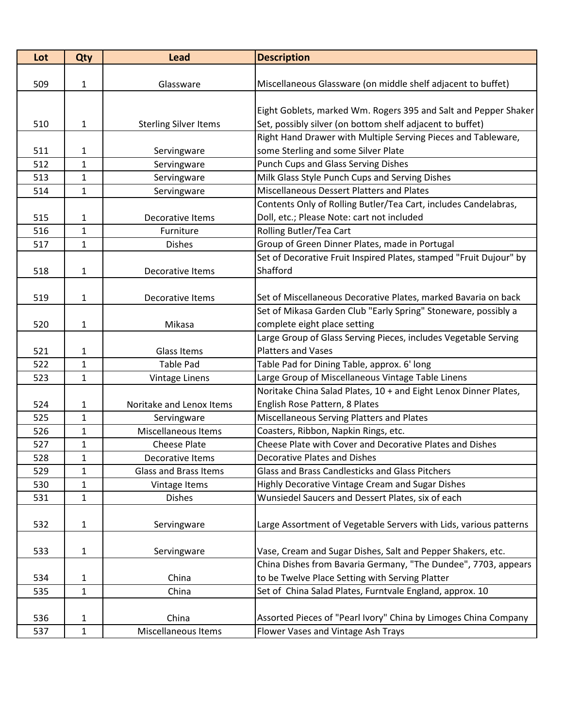| Lot | Qty | Lead | Description |
|---|---|---|---|
| 509 | 1 | Glassware | Miscellaneous Glassware (on middle shelf adjacent to buffet) |
| 510 | 1 | Sterling Silver Items | Eight Goblets, marked Wm. Rogers 395 and Salt and Pepper Shaker Set, possibly silver (on bottom shelf adjacent to buffet) |
| 511 | 1 | Servingware | Right Hand Drawer with Multiple Serving Pieces and Tableware, some Sterling and some Silver Plate |
| 512 | 1 | Servingware | Punch Cups and Glass Serving Dishes |
| 513 | 1 | Servingware | Milk Glass Style Punch Cups and Serving Dishes |
| 514 | 1 | Servingware | Miscellaneous Dessert Platters and Plates |
| 515 | 1 | Decorative Items | Contents Only of Rolling Butler/Tea Cart, includes Candelabras, Doll, etc.; Please Note: cart not included |
| 516 | 1 | Furniture | Rolling Butler/Tea Cart |
| 517 | 1 | Dishes | Group of Green Dinner Plates, made in Portugal |
| 518 | 1 | Decorative Items | Set of Decorative Fruit Inspired Plates, stamped "Fruit Dujour" by Shafford |
| 519 | 1 | Decorative Items | Set of Miscellaneous Decorative Plates, marked Bavaria on back |
| 520 | 1 | Mikasa | Set of Mikasa Garden Club "Early Spring" Stoneware, possibly a complete eight place setting |
| 521 | 1 | Glass Items | Large Group of Glass Serving Pieces, includes Vegetable Serving Platters and Vases |
| 522 | 1 | Table Pad | Table Pad for Dining Table, approx. 6' long |
| 523 | 1 | Vintage Linens | Large Group of Miscellaneous Vintage Table Linens |
| 524 | 1 | Noritake and Lenox Items | Noritake China Salad Plates, 10 + and Eight Lenox Dinner Plates, English Rose Pattern, 8 Plates |
| 525 | 1 | Servingware | Miscellaneous Serving Platters and Plates |
| 526 | 1 | Miscellaneous Items | Coasters, Ribbon, Napkin Rings, etc. |
| 527 | 1 | Cheese Plate | Cheese Plate with Cover and Decorative Plates and Dishes |
| 528 | 1 | Decorative Items | Decorative Plates and Dishes |
| 529 | 1 | Glass and Brass Items | Glass and Brass Candlesticks and Glass Pitchers |
| 530 | 1 | Vintage Items | Highly Decorative Vintage Cream and Sugar Dishes |
| 531 | 1 | Dishes | Wunsiedel Saucers and Dessert Plates, six of each |
| 532 | 1 | Servingware | Large Assortment of Vegetable Servers with Lids, various patterns |
| 533 | 1 | Servingware | Vase, Cream and Sugar Dishes, Salt and Pepper Shakers, etc. |
| 534 | 1 | China | China Dishes from Bavaria Germany, "The Dundee", 7703, appears to be Twelve Place Setting with Serving Platter |
| 535 | 1 | China | Set of  China Salad Plates, Furntvale England, approx. 10 |
| 536 | 1 | China | Assorted Pieces of "Pearl Ivory" China by Limoges China Company |
| 537 | 1 | Miscellaneous Items | Flower Vases and Vintage Ash Trays |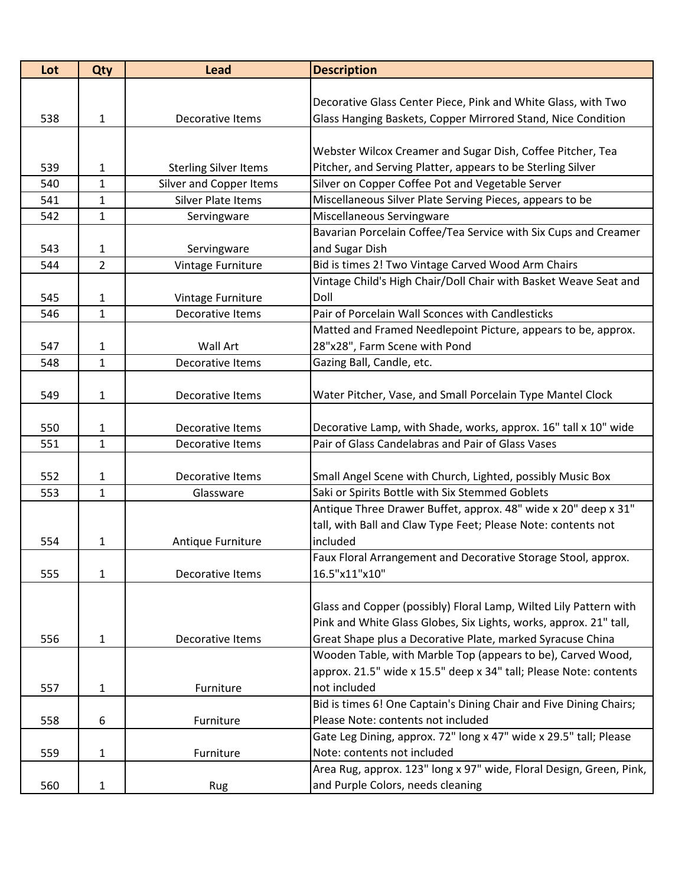| Lot | Qty | Lead | Description |
|---|---|---|---|
| 538 | 1 | Decorative Items | Decorative Glass Center Piece, Pink and White Glass, with Two Glass Hanging Baskets, Copper Mirrored Stand, Nice Condition |
| 539 | 1 | Sterling Silver Items | Webster Wilcox Creamer and Sugar Dish, Coffee Pitcher, Tea Pitcher, and Serving Platter, appears to be Sterling Silver |
| 540 | 1 | Silver and Copper Items | Silver on Copper Coffee Pot and Vegetable Server |
| 541 | 1 | Silver Plate Items | Miscellaneous Silver Plate Serving Pieces, appears to be |
| 542 | 1 | Servingware | Miscellaneous Servingware |
| 543 | 1 | Servingware | Bavarian Porcelain Coffee/Tea Service with Six Cups and Creamer and Sugar Dish |
| 544 | 2 | Vintage Furniture | Bid is times 2! Two Vintage Carved Wood Arm Chairs |
| 545 | 1 | Vintage Furniture | Vintage Child's High Chair/Doll Chair with Basket Weave Seat and Doll |
| 546 | 1 | Decorative Items | Pair of Porcelain Wall Sconces with Candlesticks |
| 547 | 1 | Wall Art | Matted and Framed Needlepoint Picture, appears to be, approx. 28"x28", Farm Scene with Pond |
| 548 | 1 | Decorative Items | Gazing Ball, Candle, etc. |
| 549 | 1 | Decorative Items | Water Pitcher, Vase, and Small Porcelain Type Mantel Clock |
| 550 | 1 | Decorative Items | Decorative Lamp, with Shade, works, approx. 16" tall x 10" wide |
| 551 | 1 | Decorative Items | Pair of Glass Candelabras and Pair of Glass Vases |
| 552 | 1 | Decorative Items | Small Angel Scene with Church, Lighted, possibly Music Box |
| 553 | 1 | Glassware | Saki or Spirits Bottle with Six Stemmed Goblets |
| 554 | 1 | Antique Furniture | Antique Three Drawer Buffet, approx. 48" wide x 20" deep x 31" tall, with Ball and Claw Type Feet; Please Note: contents not included |
| 555 | 1 | Decorative Items | Faux Floral Arrangement and Decorative Storage Stool, approx. 16.5"x11"x10" |
| 556 | 1 | Decorative Items | Glass and Copper (possibly) Floral Lamp, Wilted Lily Pattern with Pink and White Glass Globes, Six Lights, works, approx. 21" tall, Great Shape plus a Decorative Plate, marked Syracuse China |
| 557 | 1 | Furniture | Wooden Table, with Marble Top (appears to be), Carved Wood, approx. 21.5" wide x 15.5" deep x 34" tall; Please Note: contents not included |
| 558 | 6 | Furniture | Bid is times 6! One Captain's Dining Chair and Five Dining Chairs; Please Note: contents not included |
| 559 | 1 | Furniture | Gate Leg Dining, approx. 72" long x 47" wide x 29.5" tall; Please Note: contents not included |
| 560 | 1 | Rug | Area Rug, approx. 123" long x 97" wide, Floral Design, Green, Pink, and Purple Colors, needs cleaning |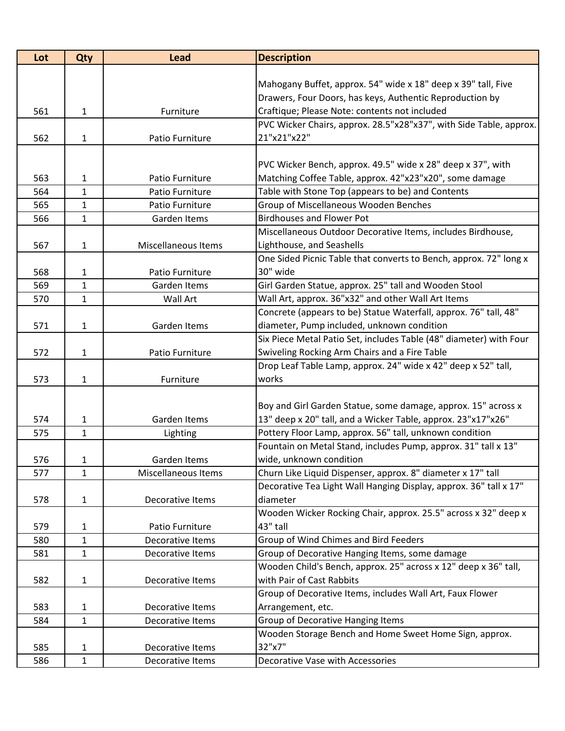| Lot | Qty | Lead | Description |
|---|---|---|---|
| 561 | 1 | Furniture | Mahogany Buffet, approx. 54" wide x 18" deep x 39" tall, Five Drawers, Four Doors, has keys, Authentic Reproduction by Craftique; Please Note: contents not included |
| 562 | 1 | Patio Furniture | PVC Wicker Chairs, approx. 28.5"x28"x37", with Side Table, approx. 21"x21"x22" |
| 563 | 1 | Patio Furniture | PVC Wicker Bench, approx. 49.5" wide x 28" deep x 37", with Matching Coffee Table, approx. 42"x23"x20", some damage |
| 564 | 1 | Patio Furniture | Table with Stone Top (appears to be) and Contents |
| 565 | 1 | Patio Furniture | Group of Miscellaneous Wooden Benches |
| 566 | 1 | Garden Items | Birdhouses and Flower Pot |
| 567 | 1 | Miscellaneous Items | Miscellaneous Outdoor Decorative Items, includes Birdhouse, Lighthouse, and Seashells |
| 568 | 1 | Patio Furniture | One Sided Picnic Table that converts to Bench, approx. 72" long x 30" wide |
| 569 | 1 | Garden Items | Girl Garden Statue, approx. 25" tall and Wooden Stool |
| 570 | 1 | Wall Art | Wall Art, approx. 36"x32" and other Wall Art Items |
| 571 | 1 | Garden Items | Concrete (appears to be) Statue Waterfall, approx. 76" tall, 48" diameter, Pump included, unknown condition |
| 572 | 1 | Patio Furniture | Six Piece Metal Patio Set, includes Table (48" diameter) with Four Swiveling Rocking Arm Chairs and a Fire Table |
| 573 | 1 | Furniture | Drop Leaf Table Lamp, approx. 24" wide x 42" deep x 52" tall, works |
| 574 | 1 | Garden Items | Boy and Girl Garden Statue, some damage, approx. 15" across x 13" deep x 20" tall, and a Wicker Table, approx. 23"x17"x26" |
| 575 | 1 | Lighting | Pottery Floor Lamp, approx. 56" tall, unknown condition |
| 576 | 1 | Garden Items | Fountain on Metal Stand, includes Pump, approx. 31" tall x 13" wide, unknown condition |
| 577 | 1 | Miscellaneous Items | Churn Like Liquid Dispenser, approx. 8" diameter x 17" tall |
| 578 | 1 | Decorative Items | Decorative Tea Light Wall Hanging Display, approx. 36" tall x 17" diameter |
| 579 | 1 | Patio Furniture | Wooden Wicker Rocking Chair, approx. 25.5" across x 32" deep x 43" tall |
| 580 | 1 | Decorative Items | Group of Wind Chimes and Bird Feeders |
| 581 | 1 | Decorative Items | Group of Decorative Hanging Items, some damage |
| 582 | 1 | Decorative Items | Wooden Child's Bench, approx. 25" across x 12" deep x 36" tall, with Pair of Cast Rabbits |
| 583 | 1 | Decorative Items | Group of Decorative Items, includes Wall Art, Faux Flower Arrangement, etc. |
| 584 | 1 | Decorative Items | Group of Decorative Hanging Items |
| 585 | 1 | Decorative Items | Wooden Storage Bench and Home Sweet Home Sign, approx. 32"x7" |
| 586 | 1 | Decorative Items | Decorative Vase with Accessories |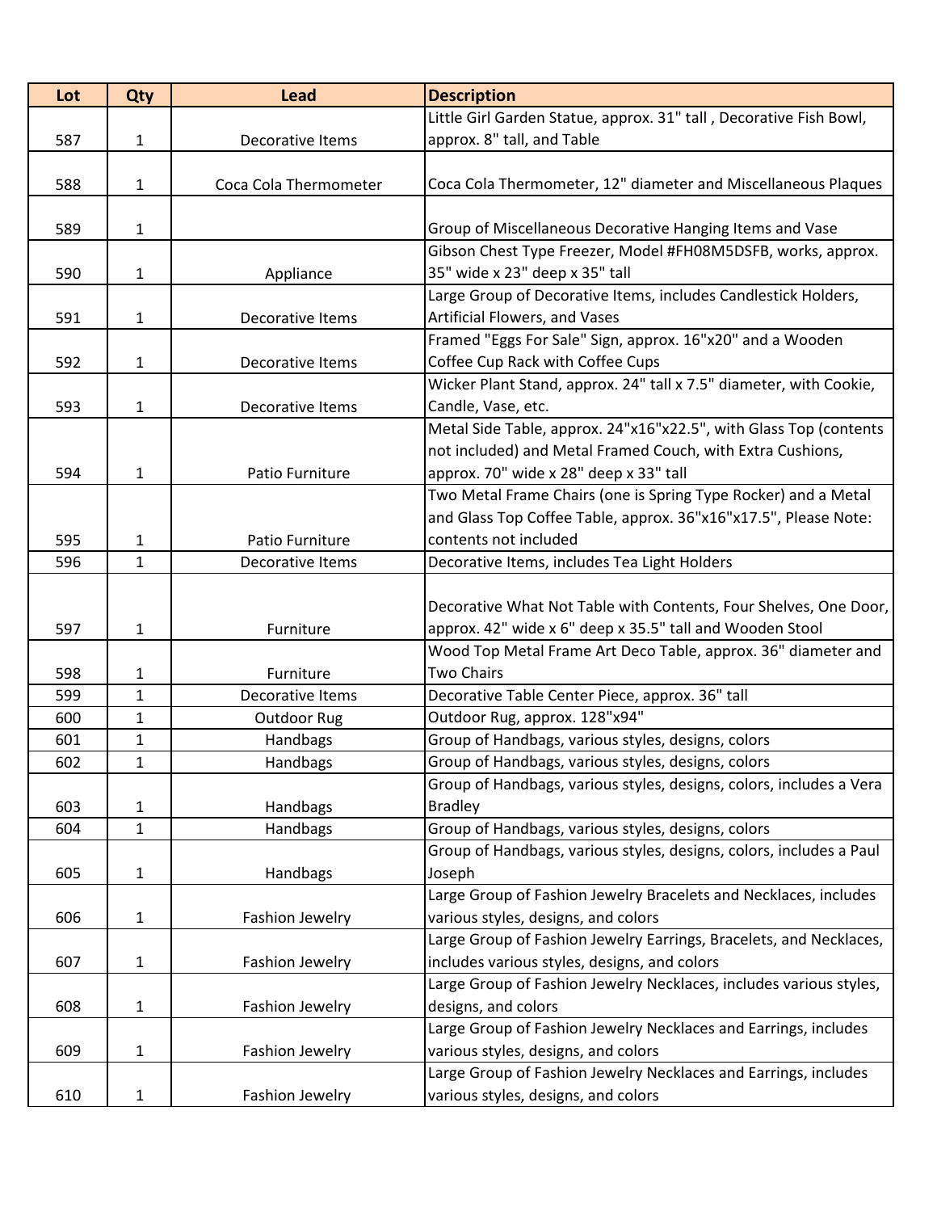| Lot | Qty | Lead | Description |
|---|---|---|---|
| 587 | 1 | Decorative Items | Little Girl Garden Statue, approx. 31" tall , Decorative Fish Bowl, approx. 8" tall, and Table |
| 588 | 1 | Coca Cola Thermometer | Coca Cola Thermometer, 12" diameter and Miscellaneous Plaques |
| 589 | 1 | | Group of Miscellaneous Decorative Hanging Items and Vase |
| 590 | 1 | Appliance | Gibson Chest Type Freezer, Model #FH08M5DSFB, works, approx. 35" wide x 23" deep x 35" tall |
| 591 | 1 | Decorative Items | Large Group of Decorative Items, includes Candlestick Holders, Artificial Flowers, and Vases |
| 592 | 1 | Decorative Items | Framed "Eggs For Sale" Sign, approx. 16"x20" and a Wooden Coffee Cup Rack with Coffee Cups |
| 593 | 1 | Decorative Items | Wicker Plant Stand, approx. 24" tall x 7.5" diameter, with Cookie, Candle, Vase, etc. |
| 594 | 1 | Patio Furniture | Metal Side Table, approx. 24"x16"x22.5", with Glass Top (contents not included) and Metal Framed Couch, with Extra Cushions, approx. 70" wide x 28" deep x 33" tall |
| 595 | 1 | Patio Furniture | Two Metal Frame Chairs (one is Spring Type Rocker) and a Metal and Glass Top Coffee Table, approx. 36"x16"x17.5", Please Note: contents not included |
| 596 | 1 | Decorative Items | Decorative Items, includes Tea Light Holders |
| 597 | 1 | Furniture | Decorative What Not Table with Contents, Four Shelves, One Door, approx. 42" wide x 6" deep x 35.5" tall and Wooden Stool |
| 598 | 1 | Furniture | Wood Top Metal Frame Art Deco Table, approx. 36" diameter and Two Chairs |
| 599 | 1 | Decorative Items | Decorative Table Center Piece, approx. 36" tall |
| 600 | 1 | Outdoor Rug | Outdoor Rug, approx. 128"x94" |
| 601 | 1 | Handbags | Group of Handbags, various styles, designs, colors |
| 602 | 1 | Handbags | Group of Handbags, various styles, designs, colors |
| 603 | 1 | Handbags | Group of Handbags, various styles, designs, colors, includes a Vera Bradley |
| 604 | 1 | Handbags | Group of Handbags, various styles, designs, colors |
| 605 | 1 | Handbags | Group of Handbags, various styles, designs, colors, includes a Paul Joseph |
| 606 | 1 | Fashion Jewelry | Large Group of Fashion Jewelry Bracelets and Necklaces, includes various styles, designs, and colors |
| 607 | 1 | Fashion Jewelry | Large Group of Fashion Jewelry Earrings, Bracelets, and Necklaces, includes various styles, designs, and colors |
| 608 | 1 | Fashion Jewelry | Large Group of Fashion Jewelry Necklaces, includes various styles, designs, and colors |
| 609 | 1 | Fashion Jewelry | Large Group of Fashion Jewelry Necklaces and Earrings, includes various styles, designs, and colors |
| 610 | 1 | Fashion Jewelry | Large Group of Fashion Jewelry Necklaces and Earrings, includes various styles, designs, and colors |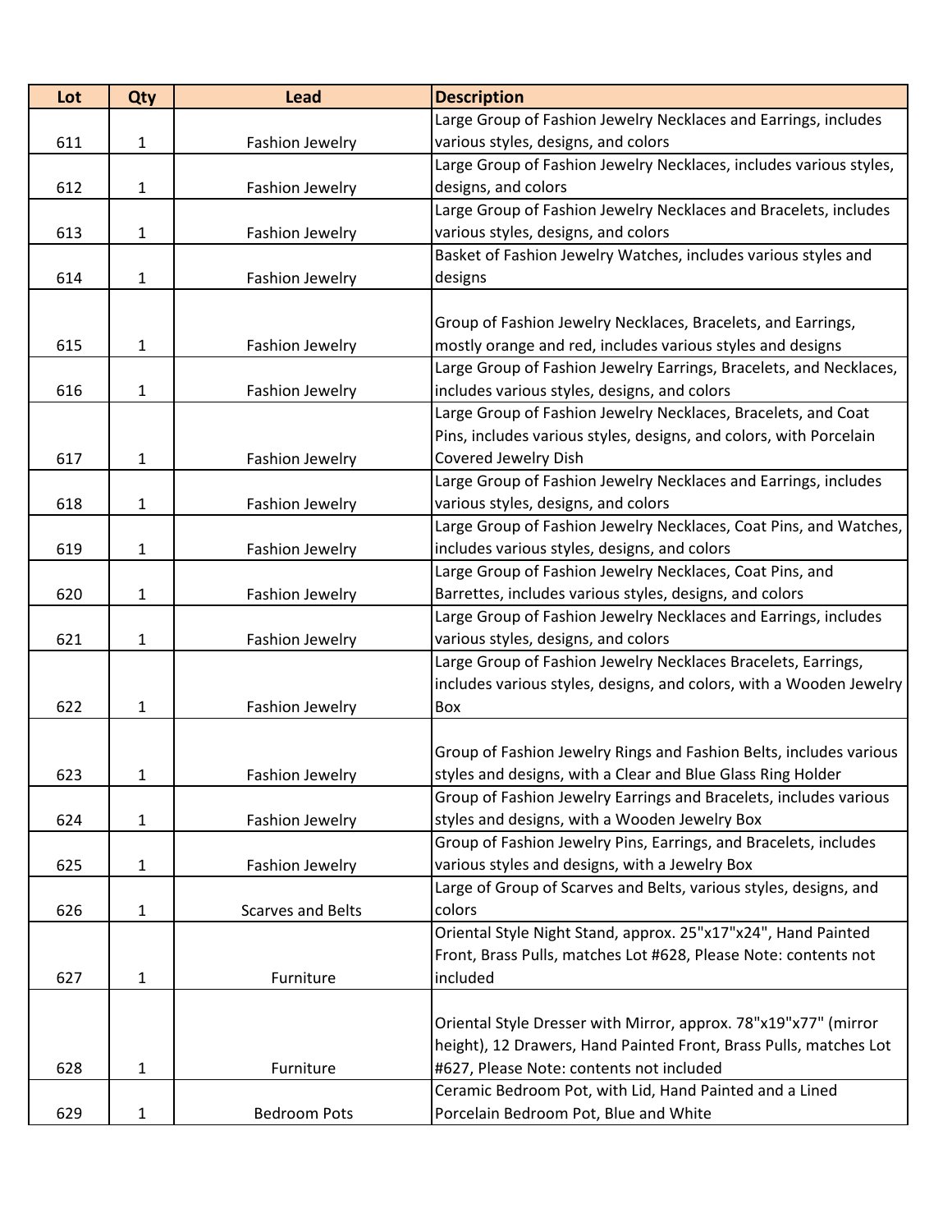| Lot | Qty | Lead | Description |
|---|---|---|---|
| 611 | 1 | Fashion Jewelry | Large Group of Fashion Jewelry Necklaces and Earrings, includes various styles, designs, and colors |
| 612 | 1 | Fashion Jewelry | Large Group of Fashion Jewelry Necklaces, includes various styles, designs, and colors |
| 613 | 1 | Fashion Jewelry | Large Group of Fashion Jewelry Necklaces and Bracelets, includes various styles, designs, and colors |
| 614 | 1 | Fashion Jewelry | Basket of Fashion Jewelry Watches, includes various styles and designs |
| 615 | 1 | Fashion Jewelry | Group of Fashion Jewelry Necklaces, Bracelets, and Earrings, mostly orange and red, includes various styles and designs |
| 616 | 1 | Fashion Jewelry | Large Group of Fashion Jewelry Earrings, Bracelets, and Necklaces, includes various styles, designs, and colors |
| 617 | 1 | Fashion Jewelry | Large Group of Fashion Jewelry Necklaces, Bracelets, and Coat Pins, includes various styles, designs, and colors, with Porcelain Covered Jewelry Dish |
| 618 | 1 | Fashion Jewelry | Large Group of Fashion Jewelry Necklaces and Earrings, includes various styles, designs, and colors |
| 619 | 1 | Fashion Jewelry | Large Group of Fashion Jewelry Necklaces, Coat Pins, and Watches, includes various styles, designs, and colors |
| 620 | 1 | Fashion Jewelry | Large Group of Fashion Jewelry Necklaces, Coat Pins, and Barrettes, includes various styles, designs, and colors |
| 621 | 1 | Fashion Jewelry | Large Group of Fashion Jewelry Necklaces and Earrings, includes various styles, designs, and colors |
| 622 | 1 | Fashion Jewelry | Large Group of Fashion Jewelry Necklaces Bracelets, Earrings, includes various styles, designs, and colors, with a Wooden Jewelry Box |
| 623 | 1 | Fashion Jewelry | Group of Fashion Jewelry Rings and Fashion Belts, includes various styles and designs, with a Clear and Blue Glass Ring Holder |
| 624 | 1 | Fashion Jewelry | Group of Fashion Jewelry Earrings and Bracelets, includes various styles and designs, with a Wooden Jewelry Box |
| 625 | 1 | Fashion Jewelry | Group of Fashion Jewelry Pins, Earrings, and Bracelets, includes various styles and designs, with a Jewelry Box |
| 626 | 1 | Scarves and Belts | Large of Group of Scarves and Belts, various styles, designs, and colors |
| 627 | 1 | Furniture | Oriental Style Night Stand, approx. 25"x17"x24", Hand Painted Front, Brass Pulls, matches Lot #628, Please Note: contents not included |
| 628 | 1 | Furniture | Oriental Style Dresser with Mirror, approx. 78"x19"x77" (mirror height), 12 Drawers, Hand Painted Front, Brass Pulls, matches Lot #627, Please Note: contents not included |
| 629 | 1 | Bedroom Pots | Ceramic Bedroom Pot, with Lid, Hand Painted and a Lined Porcelain Bedroom Pot, Blue and White |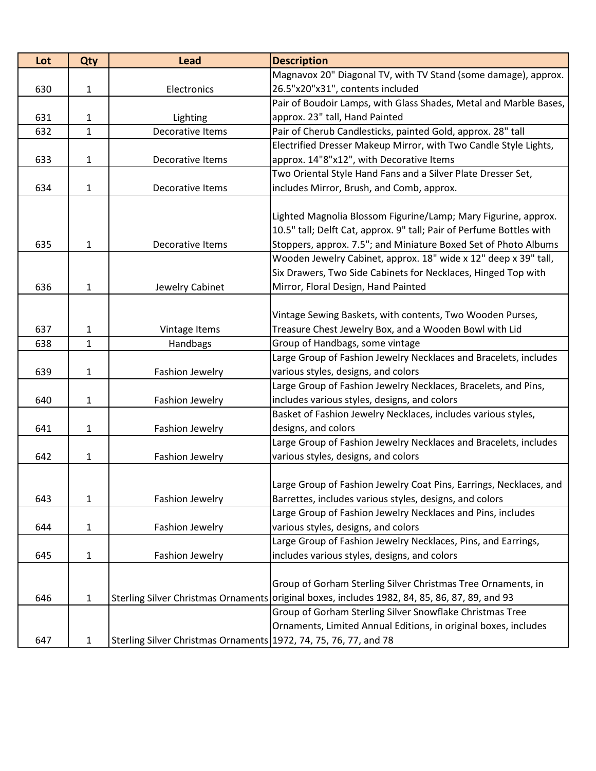| Lot | Qty | Lead | Description |
|---|---|---|---|
| 630 | 1 | Electronics | Magnavox 20" Diagonal TV, with TV Stand (some damage), approx. 26.5"x20"x31", contents included |
| 631 | 1 | Lighting | Pair of Boudoir Lamps, with Glass Shades, Metal and Marble Bases, approx. 23" tall, Hand Painted |
| 632 | 1 | Decorative Items | Pair of Cherub Candlesticks, painted Gold, approx. 28" tall |
| 633 | 1 | Decorative Items | Electrified Dresser Makeup Mirror, with Two Candle Style Lights, approx. 14"8"x12", with Decorative Items |
| 634 | 1 | Decorative Items | Two Oriental Style Hand Fans and a Silver Plate Dresser Set, includes Mirror, Brush, and Comb, approx. |
| 635 | 1 | Decorative Items | Lighted Magnolia Blossom Figurine/Lamp; Mary Figurine, approx. 10.5" tall; Delft Cat, approx. 9" tall; Pair of Perfume Bottles with Stoppers, approx. 7.5"; and Miniature Boxed Set of Photo Albums |
| 636 | 1 | Jewelry Cabinet | Wooden Jewelry Cabinet, approx. 18" wide x 12" deep x 39" tall, Six Drawers, Two Side Cabinets for Necklaces, Hinged Top with Mirror, Floral Design, Hand Painted |
| 637 | 1 | Vintage Items | Vintage Sewing Baskets, with contents, Two Wooden Purses, Treasure Chest Jewelry Box, and a Wooden Bowl with Lid |
| 638 | 1 | Handbags | Group of Handbags, some vintage |
| 639 | 1 | Fashion Jewelry | Large Group of Fashion Jewelry Necklaces and Bracelets, includes various styles, designs, and colors |
| 640 | 1 | Fashion Jewelry | Large Group of Fashion Jewelry Necklaces, Bracelets, and Pins, includes various styles, designs, and colors |
| 641 | 1 | Fashion Jewelry | Basket of Fashion Jewelry Necklaces, includes various styles, designs, and colors |
| 642 | 1 | Fashion Jewelry | Large Group of Fashion Jewelry Necklaces and Bracelets, includes various styles, designs, and colors |
| 643 | 1 | Fashion Jewelry | Large Group of Fashion Jewelry Coat Pins, Earrings, Necklaces, and Barrettes, includes various styles, designs, and colors |
| 644 | 1 | Fashion Jewelry | Large Group of Fashion Jewelry Necklaces and Pins, includes various styles, designs, and colors |
| 645 | 1 | Fashion Jewelry | Large Group of Fashion Jewelry Necklaces, Pins, and Earrings, includes various styles, designs, and colors |
| 646 | 1 | Sterling Silver Christmas Ornaments | Group of Gorham Sterling Silver Christmas Tree Ornaments, in original boxes, includes 1982, 84, 85, 86, 87, 89, and 93 |
| 647 | 1 | Sterling Silver Christmas Ornaments | Group of Gorham Sterling Silver Snowflake Christmas Tree Ornaments, Limited Annual Editions, in original boxes, includes 1972, 74, 75, 76, 77, and 78 |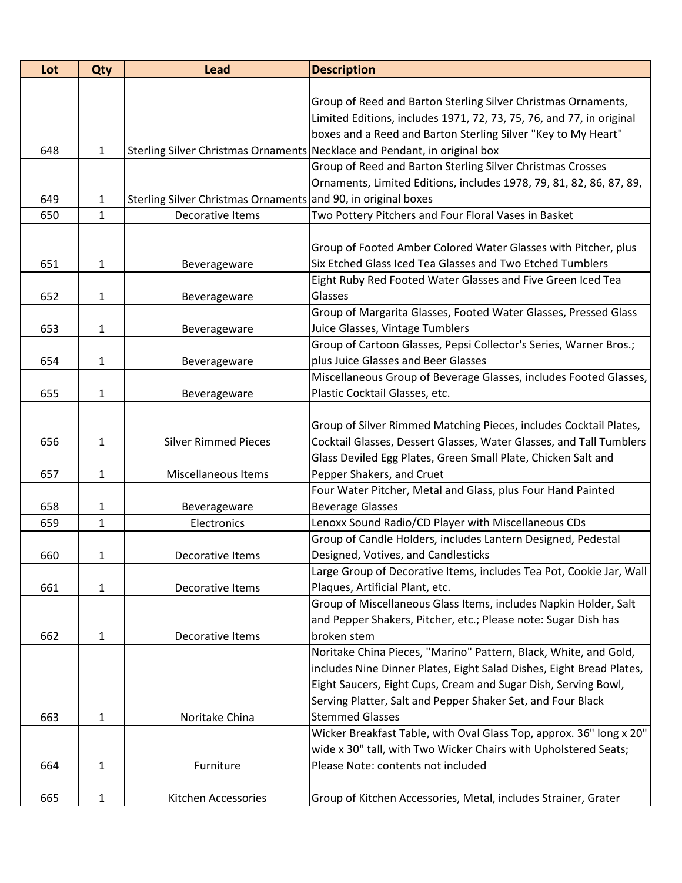| Lot | Qty | Lead | Description |
|---|---|---|---|
| 648 | 1 | Sterling Silver Christmas Ornaments | Group of Reed and Barton Sterling Silver Christmas Ornaments, Limited Editions, includes 1971, 72, 73, 75, 76, and 77, in original boxes and a Reed and Barton Sterling Silver "Key to My Heart" Necklace and Pendant, in original box |
| 649 | 1 | Sterling Silver Christmas Ornaments | Group of Reed and Barton Sterling Silver Christmas Crosses Ornaments, Limited Editions, includes 1978, 79, 81, 82, 86, 87, 89, and 90, in original boxes |
| 650 | 1 | Decorative Items | Two Pottery Pitchers and Four Floral Vases in Basket |
| 651 | 1 | Beverageware | Group of Footed Amber Colored Water Glasses with Pitcher, plus Six Etched Glass Iced Tea Glasses and Two Etched Tumblers |
| 652 | 1 | Beverageware | Eight Ruby Red Footed Water Glasses and Five Green Iced Tea Glasses |
| 653 | 1 | Beverageware | Group of Margarita Glasses, Footed Water Glasses, Pressed Glass Juice Glasses, Vintage Tumblers |
| 654 | 1 | Beverageware | Group of Cartoon Glasses, Pepsi Collector's Series, Warner Bros.; plus Juice Glasses and Beer Glasses |
| 655 | 1 | Beverageware | Miscellaneous Group of Beverage Glasses, includes Footed Glasses, Plastic Cocktail Glasses, etc. |
| 656 | 1 | Silver Rimmed Pieces | Group of Silver Rimmed Matching Pieces, includes Cocktail Plates, Cocktail Glasses, Dessert Glasses, Water Glasses, and Tall Tumblers |
| 657 | 1 | Miscellaneous Items | Glass Deviled Egg Plates, Green Small Plate, Chicken Salt and Pepper Shakers, and Cruet |
| 658 | 1 | Beverageware | Four Water Pitcher, Metal and Glass, plus Four Hand Painted Beverage Glasses |
| 659 | 1 | Electronics | Lenoxx Sound Radio/CD Player with Miscellaneous CDs |
| 660 | 1 | Decorative Items | Group of Candle Holders, includes Lantern Designed, Pedestal Designed, Votives, and Candlesticks |
| 661 | 1 | Decorative Items | Large Group of Decorative Items, includes Tea Pot, Cookie Jar, Wall Plaques, Artificial Plant, etc. |
| 662 | 1 | Decorative Items | Group of Miscellaneous Glass Items, includes Napkin Holder, Salt and Pepper Shakers, Pitcher, etc.; Please note: Sugar Dish has broken stem |
| 663 | 1 | Noritake China | Noritake China Pieces, "Marino" Pattern, Black, White, and Gold, includes Nine Dinner Plates, Eight Salad Dishes, Eight Bread Plates, Eight Saucers, Eight Cups, Cream and Sugar Dish, Serving Bowl, Serving Platter, Salt and Pepper Shaker Set, and Four Black Stemmed Glasses |
| 664 | 1 | Furniture | Wicker Breakfast Table, with Oval Glass Top, approx. 36" long x 20" wide x 30" tall, with Two Wicker Chairs with Upholstered Seats; Please Note: contents not included |
| 665 | 1 | Kitchen Accessories | Group of Kitchen Accessories, Metal, includes Strainer, Grater |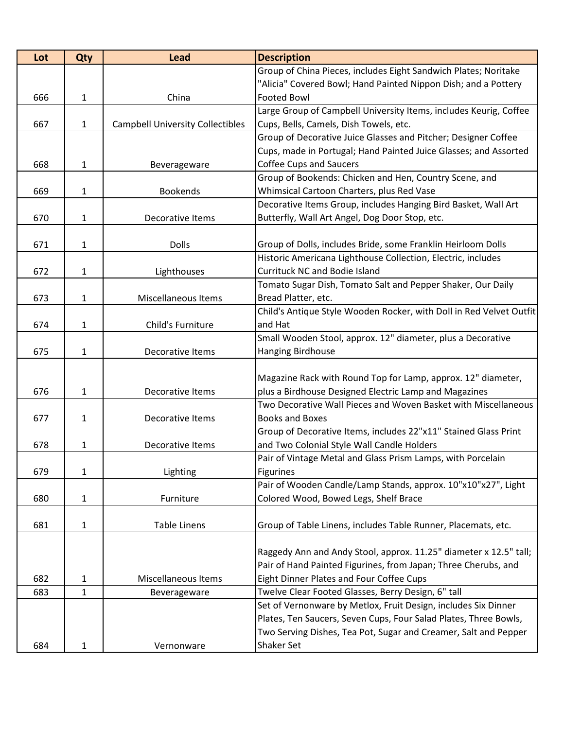| Lot | Qty | Lead | Description |
|---|---|---|---|
| 666 | 1 | China | Group of China Pieces, includes Eight Sandwich Plates; Noritake "Alicia" Covered Bowl; Hand Painted Nippon Dish; and a Pottery Footed Bowl |
| 667 | 1 | Campbell University Collectibles | Large Group of Campbell University Items, includes Keurig, Coffee Cups, Bells, Camels, Dish Towels, etc. |
| 668 | 1 | Beverageware | Group of Decorative Juice Glasses and Pitcher; Designer Coffee Cups, made in Portugal; Hand Painted Juice Glasses; and Assorted Coffee Cups and Saucers |
| 669 | 1 | Bookends | Group of Bookends: Chicken and Hen, Country Scene, and Whimsical Cartoon Charters, plus Red Vase |
| 670 | 1 | Decorative Items | Decorative Items Group, includes Hanging Bird Basket, Wall Art Butterfly, Wall Art Angel, Dog Door Stop, etc. |
| 671 | 1 | Dolls | Group of Dolls, includes Bride, some Franklin Heirloom Dolls |
| 672 | 1 | Lighthouses | Historic Americana Lighthouse Collection, Electric, includes Currituck NC and Bodie Island |
| 673 | 1 | Miscellaneous Items | Tomato Sugar Dish, Tomato Salt and Pepper Shaker, Our Daily Bread Platter, etc. |
| 674 | 1 | Child's Furniture | Child's Antique Style Wooden Rocker, with Doll in Red Velvet Outfit and Hat |
| 675 | 1 | Decorative Items | Small Wooden Stool, approx. 12" diameter, plus a Decorative Hanging Birdhouse |
| 676 | 1 | Decorative Items | Magazine Rack with Round Top for Lamp, approx. 12" diameter, plus a Birdhouse Designed Electric Lamp and Magazines |
| 677 | 1 | Decorative Items | Two Decorative Wall Pieces and Woven Basket with Miscellaneous Books and Boxes |
| 678 | 1 | Decorative Items | Group of Decorative Items, includes 22"x11" Stained Glass Print and Two Colonial Style Wall Candle Holders |
| 679 | 1 | Lighting | Pair of Vintage Metal and Glass Prism Lamps, with Porcelain Figurines |
| 680 | 1 | Furniture | Pair of Wooden Candle/Lamp Stands, approx. 10"x10"x27", Light Colored Wood, Bowed Legs, Shelf Brace |
| 681 | 1 | Table Linens | Group of Table Linens, includes Table Runner, Placemats, etc. |
| 682 | 1 | Miscellaneous Items | Raggedy Ann and Andy Stool, approx. 11.25" diameter x 12.5" tall; Pair of Hand Painted Figurines, from Japan; Three Cherubs, and Eight Dinner Plates and Four Coffee Cups |
| 683 | 1 | Beverageware | Twelve Clear Footed Glasses, Berry Design, 6" tall |
| 684 | 1 | Vernonware | Set of Vernonware by Metlox, Fruit Design, includes Six Dinner Plates, Ten Saucers, Seven Cups, Four Salad Plates, Three Bowls, Two Serving Dishes, Tea Pot, Sugar and Creamer, Salt and Pepper Shaker Set |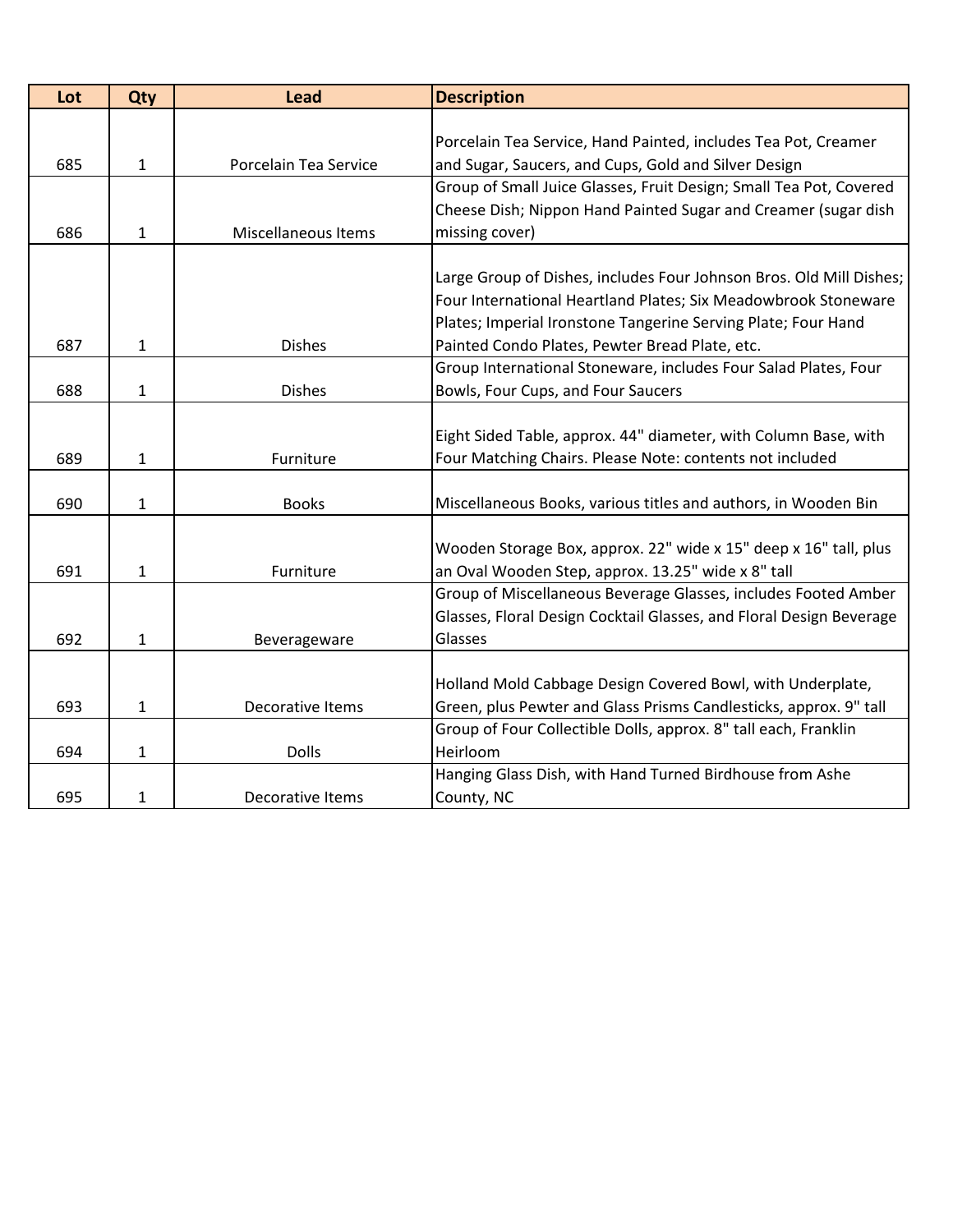| Lot | Qty | Lead | Description |
|---|---|---|---|
| 685 | 1 | Porcelain Tea Service | Porcelain Tea Service, Hand Painted, includes Tea Pot, Creamer and Sugar, Saucers, and Cups, Gold and Silver Design |
| 686 | 1 | Miscellaneous Items | Group of Small Juice Glasses, Fruit Design; Small Tea Pot, Covered Cheese Dish; Nippon Hand Painted Sugar and Creamer (sugar dish missing cover) |
| 687 | 1 | Dishes | Large Group of Dishes, includes Four Johnson Bros. Old Mill Dishes; Four International Heartland Plates; Six Meadowbrook Stoneware Plates; Imperial Ironstone Tangerine Serving Plate; Four Hand Painted Condo Plates, Pewter Bread Plate, etc. |
| 688 | 1 | Dishes | Group International Stoneware, includes Four Salad Plates, Four Bowls, Four Cups, and Four Saucers |
| 689 | 1 | Furniture | Eight Sided Table, approx. 44" diameter, with Column Base, with Four Matching Chairs. Please Note: contents not included |
| 690 | 1 | Books | Miscellaneous Books, various titles and authors, in Wooden Bin |
| 691 | 1 | Furniture | Wooden Storage Box, approx. 22" wide x 15" deep x 16" tall, plus an Oval Wooden Step, approx. 13.25" wide x 8" tall |
| 692 | 1 | Beverageware | Group of Miscellaneous Beverage Glasses, includes Footed Amber Glasses, Floral Design Cocktail Glasses, and Floral Design Beverage Glasses |
| 693 | 1 | Decorative Items | Holland Mold Cabbage Design Covered Bowl, with Underplate, Green, plus Pewter and Glass Prisms Candlesticks, approx. 9" tall |
| 694 | 1 | Dolls | Group of Four Collectible Dolls, approx. 8" tall each, Franklin Heirloom |
| 695 | 1 | Decorative Items | Hanging Glass Dish, with Hand Turned Birdhouse from Ashe County, NC |